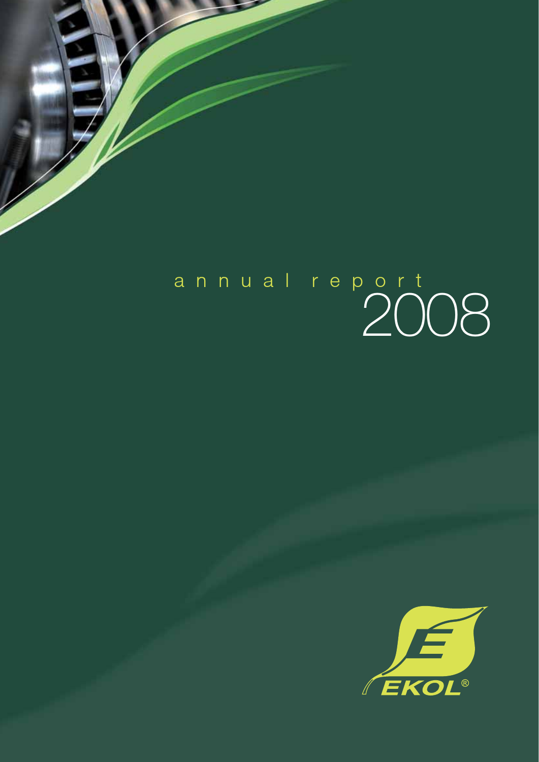# annual report 2008

EKOL®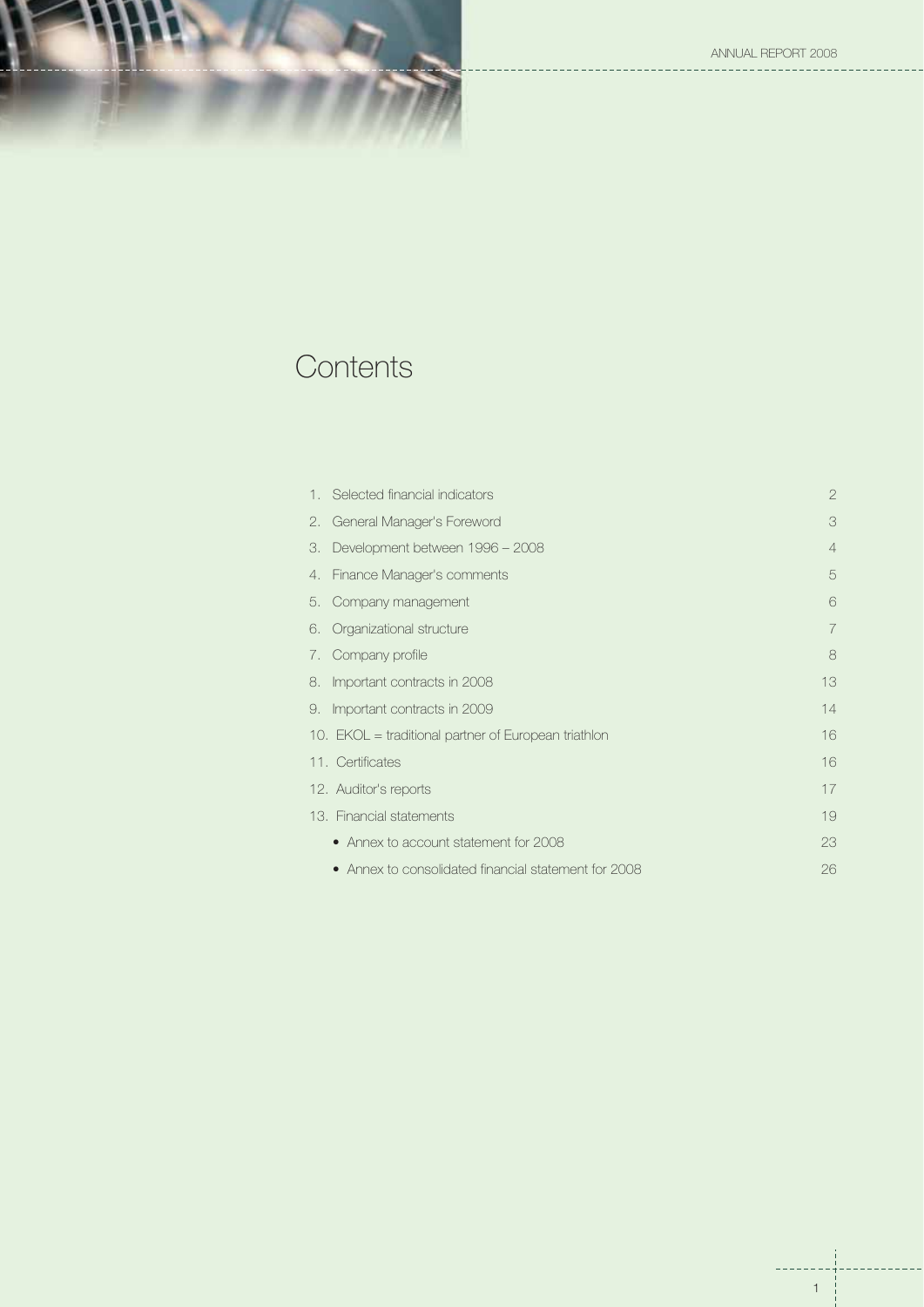# Contents

| | |
|---|---|
| 1. Selected financial indicators | 2 |
| 2. General Manager's Foreword | 3 |
| 3. Development between 1996 – 2008 | 4 |
| 4. Finance Manager's comments | 5 |
| 5. Company management | 6 |
| 6. Organizational structure | 7 |
| 7. Company profile | 8 |
| 8. Important contracts in 2008 | 13 |
| 9. Important contracts in 2009 | 14 |
| 10. EKOL = traditional partner of European triathlon | 16 |
| 11. Certificates | 16 |
| 12. Auditor's reports | 17 |
| 13. Financial statements | 19 |
| • Annex to account statement for 2008 | 23 |
| • Annex to consolidated financial statement for 2008 | 26 |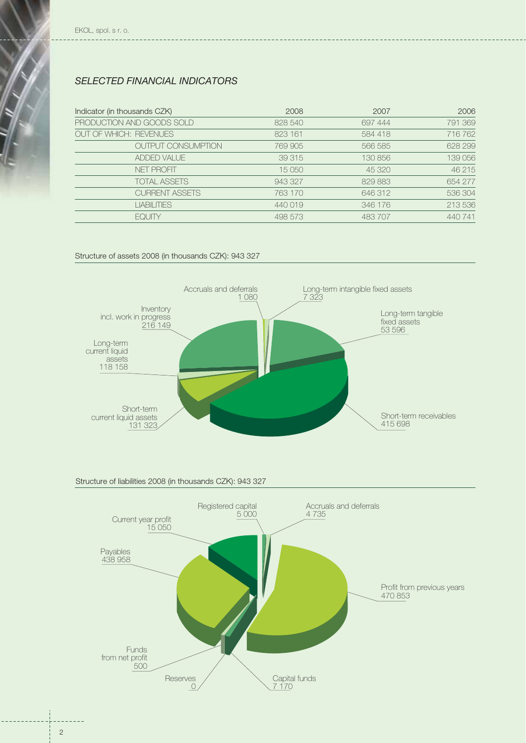## SELECTED FINANCIAL INDICATORS

| Indicator (in thousands CZK) | 2008 | 2007 | 2006 |
|---|---|---|---|
| PRODUCTION AND GOODS SOLD | 828 540 | 697 444 | 791 369 |
| OUT OF WHICH: REVENUES | 823 161 | 584 418 | 716 762 |
| OUTPUT CONSUMPTION | 769 905 | 566 585 | 628 299 |
| ADDED VALUE | 39 315 | 130 856 | 139 056 |
| NET PROFIT | 15 050 | 45 320 | 46 215 |
| TOTAL ASSETS | 943 327 | 829 883 | 654 277 |
| CURRENT ASSETS | 763 170 | 646 312 | 536 304 |
| LIABILITIES | 440 019 | 346 176 | 213 536 |
| EQUITY | 498 573 | 483 707 | 440 741 |

Structure of assets 2008 (in thousands CZK): 943 327

- Accruals and deferrals 1 080
- Long-term intangible fixed assets 7 323
- Long-term tangible fixed assets 53 596
- Short-term receivables 415 698
- Short-term current liquid assets 131 323
- Long-term current liquid assets 118 158
- Inventory incl. work in progress 216 149

Structure of liabilities 2008 (in thousands CZK): 943 327

- Registered capital 5 000
- Accruals and deferrals 4 735
- Profit from previous years 470 853
- Capital funds 7 170
- Reserves 0
- Funds from net profit 500
- Payables 438 958
- Current year profit 15 050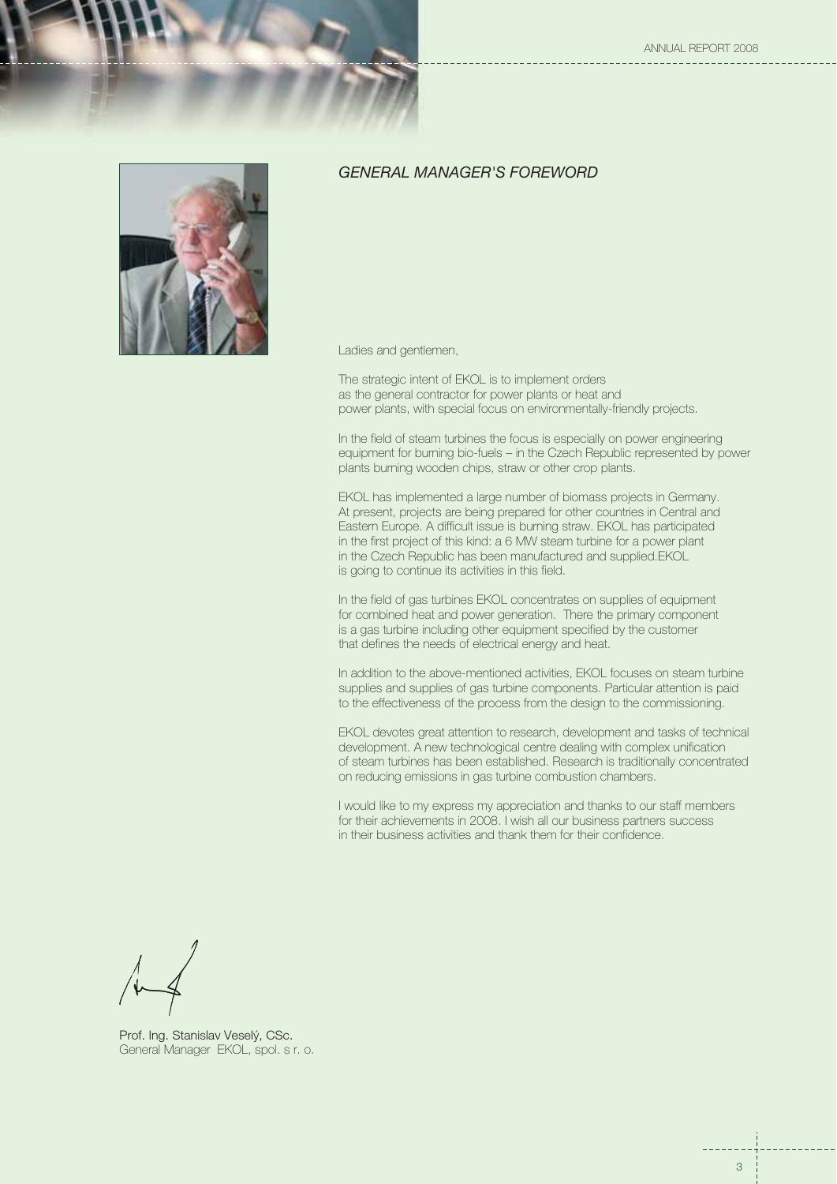## *GENERAL MANAGER'S FOREWORD*

Ladies and gentlemen,

The strategic intent of EKOL is to implement orders as the general contractor for power plants or heat and power plants, with special focus on environmentally-friendly projects.

In the field of steam turbines the focus is especially on power engineering equipment for burning bio-fuels – in the Czech Republic represented by power plants burning wooden chips, straw or other crop plants.

EKOL has implemented a large number of biomass projects in Germany. At present, projects are being prepared for other countries in Central and Eastern Europe. A difficult issue is burning straw. EKOL has participated in the first project of this kind: a 6 MW steam turbine for a power plant in the Czech Republic has been manufactured and supplied.EKOL is going to continue its activities in this field.

In the field of gas turbines EKOL concentrates on supplies of equipment for combined heat and power generation. There the primary component is a gas turbine including other equipment specified by the customer that defines the needs of electrical energy and heat.

In addition to the above-mentioned activities, EKOL focuses on steam turbine supplies and supplies of gas turbine components. Particular attention is paid to the effectiveness of the process from the design to the commissioning.

EKOL devotes great attention to research, development and tasks of technical development. A new technological centre dealing with complex unification of steam turbines has been established. Research is traditionally concentrated on reducing emissions in gas turbine combustion chambers.

I would like to my express my appreciation and thanks to our staff members for their achievements in 2008. I wish all our business partners success in their business activities and thank them for their confidence.

Prof. Ing. Stanislav Veselý, CSc.
General Manager EKOL, spol. s r. o.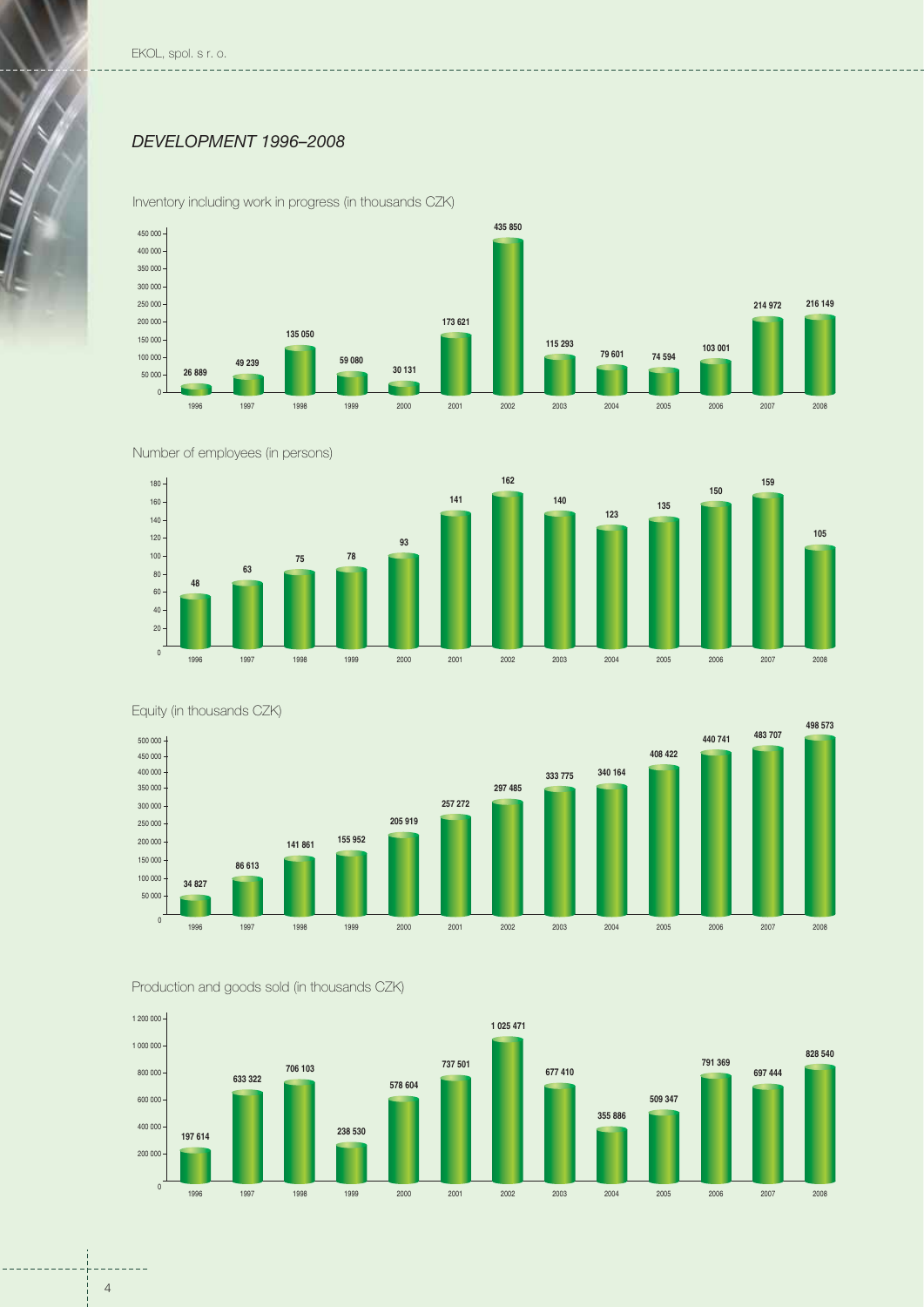## *DEVELOPMENT 1996–2008*

Inventory including work in progress (in thousands CZK)

| Year | 1996 | 1997 | 1998 | 1999 | 2000 | 2001 | 2002 | 2003 | 2004 | 2005 | 2006 | 2007 | 2008 |
|---|---|---|---|---|---|---|---|---|---|---|---|---|---|
| Value | 26 889 | 49 239 | 135 050 | 59 080 | 30 131 | 173 621 | 435 850 | 115 293 | 79 601 | 74 594 | 103 001 | 214 972 | 216 149 |

Number of employees (in persons)

| Year | 1996 | 1997 | 1998 | 1999 | 2000 | 2001 | 2002 | 2003 | 2004 | 2005 | 2006 | 2007 | 2008 |
|---|---|---|---|---|---|---|---|---|---|---|---|---|---|
| Value | 48 | 63 | 75 | 78 | 93 | 141 | 162 | 140 | 123 | 135 | 150 | 159 | 105 |

Equity (in thousands CZK)

| Year | 1996 | 1997 | 1998 | 1999 | 2000 | 2001 | 2002 | 2003 | 2004 | 2005 | 2006 | 2007 | 2008 |
|---|---|---|---|---|---|---|---|---|---|---|---|---|---|
| Value | 34 827 | 86 613 | 141 861 | 155 952 | 205 919 | 257 272 | 297 485 | 333 775 | 340 164 | 408 422 | 440 741 | 483 707 | 498 573 |

Production and goods sold (in thousands CZK)

| Year | 1996 | 1997 | 1998 | 1999 | 2000 | 2001 | 2002 | 2003 | 2004 | 2005 | 2006 | 2007 | 2008 |
|---|---|---|---|---|---|---|---|---|---|---|---|---|---|
| Value | 197 614 | 633 322 | 706 103 | 238 530 | 578 604 | 737 501 | 1 025 471 | 677 410 | 355 886 | 509 347 | 791 369 | 697 444 | 828 540 |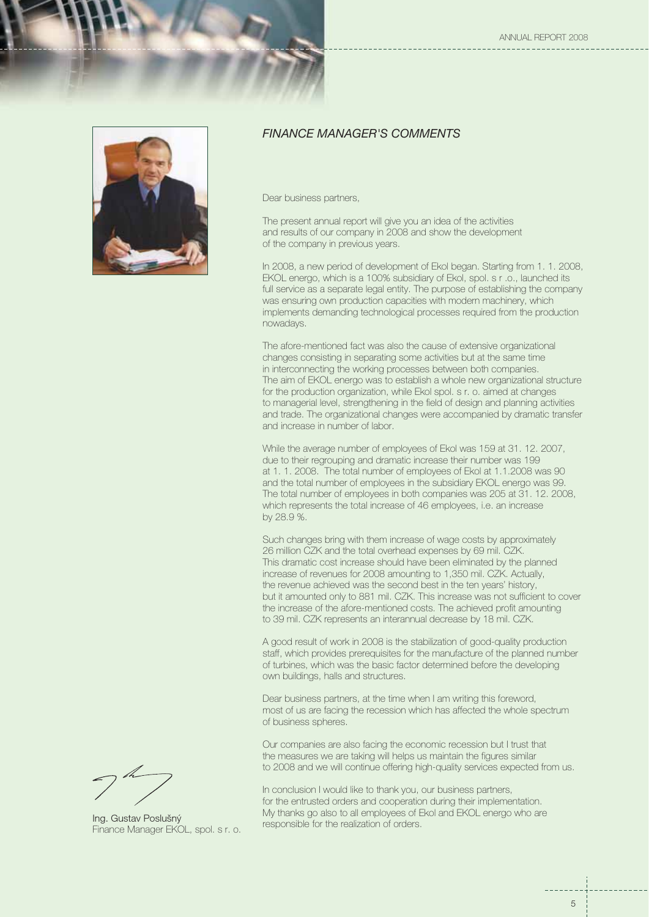## *FINANCE MANAGER'S COMMENTS*

Dear business partners,

The present annual report will give you an idea of the activities and results of our company in 2008 and show the development of the company in previous years.

In 2008, a new period of development of Ekol began. Starting from 1. 1. 2008, EKOL energo, which is a 100% subsidiary of Ekol, spol. s r .o., launched its full service as a separate legal entity. The purpose of establishing the company was ensuring own production capacities with modern machinery, which implements demanding technological processes required from the production nowadays.

The afore-mentioned fact was also the cause of extensive organizational changes consisting in separating some activities but at the same time in interconnecting the working processes between both companies. The aim of EKOL energo was to establish a whole new organizational structure for the production organization, while Ekol spol. s r. o. aimed at changes to managerial level, strengthening in the field of design and planning activities and trade. The organizational changes were accompanied by dramatic transfer and increase in number of labor.

While the average number of employees of Ekol was 159 at 31. 12. 2007, due to their regrouping and dramatic increase their number was 199 at 1. 1. 2008. The total number of employees of Ekol at 1.1.2008 was 90 and the total number of employees in the subsidiary EKOL energo was 99. The total number of employees in both companies was 205 at 31. 12. 2008, which represents the total increase of 46 employees, i.e. an increase by 28.9 %.

Such changes bring with them increase of wage costs by approximately 26 million CZK and the total overhead expenses by 69 mil. CZK. This dramatic cost increase should have been eliminated by the planned increase of revenues for 2008 amounting to 1,350 mil. CZK. Actually, the revenue achieved was the second best in the ten years' history, but it amounted only to 881 mil. CZK. This increase was not sufficient to cover the increase of the afore-mentioned costs. The achieved profit amounting to 39 mil. CZK represents an interannual decrease by 18 mil. CZK.

A good result of work in 2008 is the stabilization of good-quality production staff, which provides prerequisites for the manufacture of the planned number of turbines, which was the basic factor determined before the developing own buildings, halls and structures.

Dear business partners, at the time when I am writing this foreword, most of us are facing the recession which has affected the whole spectrum of business spheres.

Our companies are also facing the economic recession but I trust that the measures we are taking will helps us maintain the figures similar to 2008 and we will continue offering high-quality services expected from us.

In conclusion I would like to thank you, our business partners, for the entrusted orders and cooperation during their implementation. My thanks go also to all employees of Ekol and EKOL energo who are responsible for the realization of orders.

Ing. Gustav Poslušný
Finance Manager EKOL, spol. s r. o.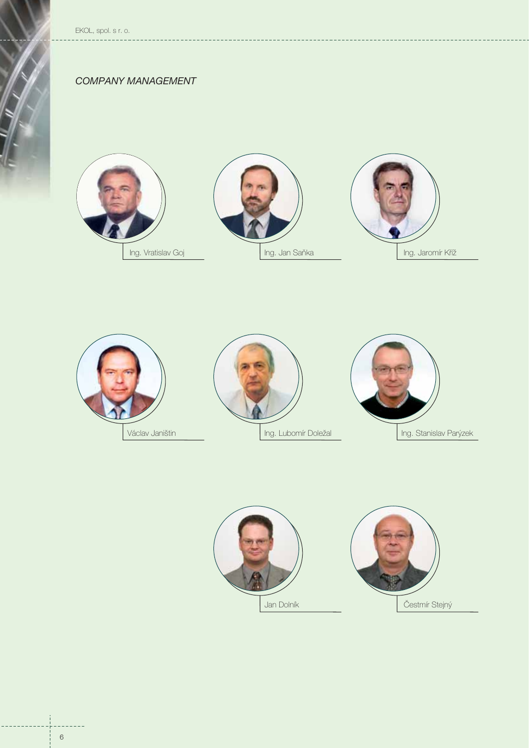*COMPANY MANAGEMENT*

Ing. Vratislav Goj

Ing. Jan Saňka

Ing. Jaromír Kříž

Václav Janištin

Ing. Lubomír Doležal

Ing. Stanislav Parýzek

Jan Dolník

Čestmír Stejný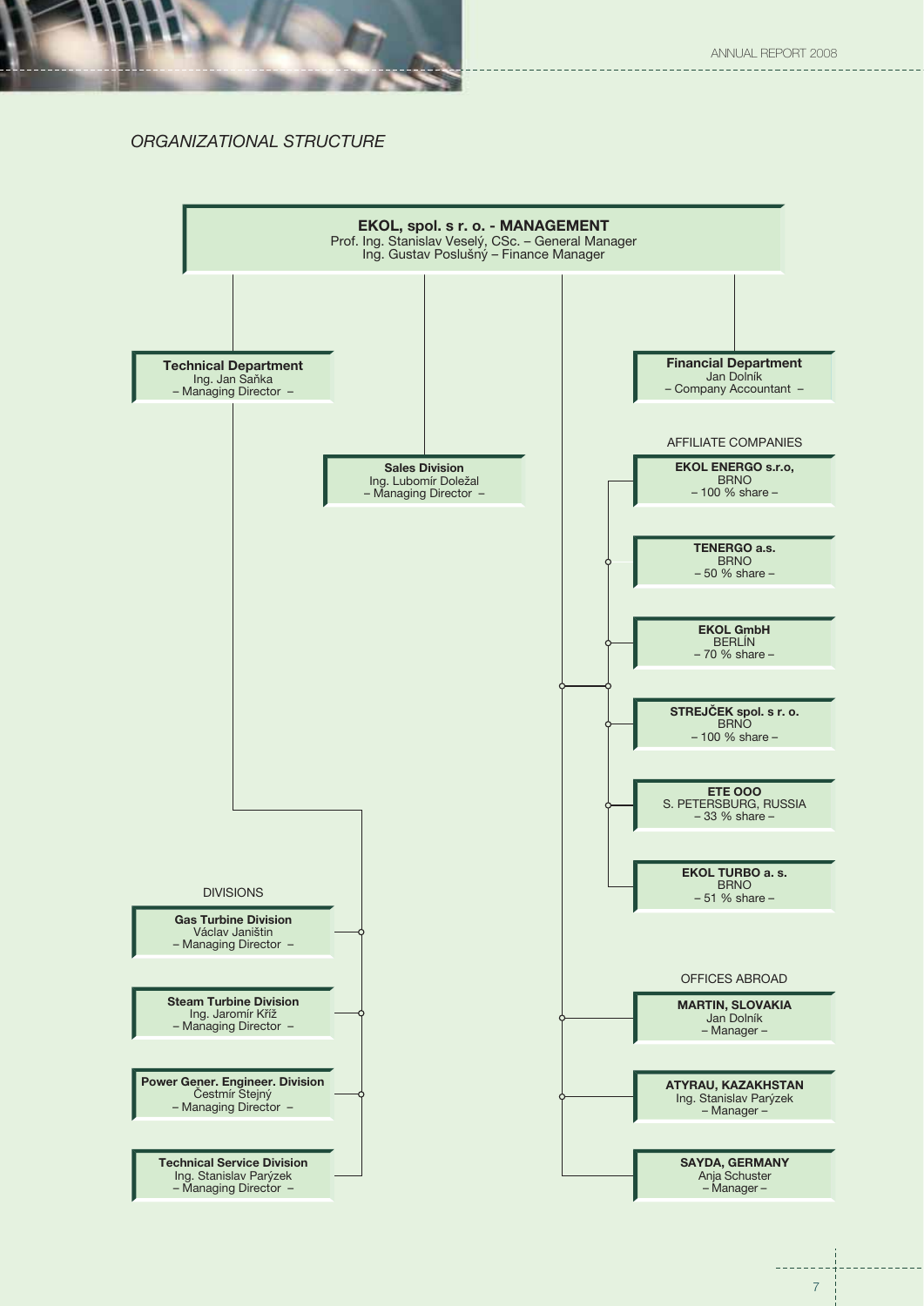## *ORGANIZATIONAL STRUCTURE*

**EKOL, spol. s r. o. - MANAGEMENT**
Prof. Ing. Stanislav Veselý, CSc. – General Manager
Ing. Gustav Poslušný – Finance Manager

**Technical Department**
Ing. Jan Saňka
– Managing Director –

**Sales Division**
Ing. Lubomír Doležal
– Managing Director –

**Financial Department**
Jan Dolník
– Company Accountant –

### AFFILIATE COMPANIES

**EKOL ENERGO s.r.o,**
BRNO
– 100 % share –

**TENERGO a.s.**
BRNO
– 50 % share –

**EKOL GmbH**
BERLÍN
– 70 % share –

**STREJČEK spol. s r. o.**
BRNO
– 100 % share –

**ETE OOO**
S. PETERSBURG, RUSSIA
– 33 % share –

**EKOL TURBO a. s.**
BRNO
– 51 % share –

### DIVISIONS

**Gas Turbine Division**
Václav Janištin
– Managing Director –

**Steam Turbine Division**
Ing. Jaromír Kříž
– Managing Director –

**Power Gener. Engineer. Division**
Čestmír Stejný
– Managing Director –

**Technical Service Division**
Ing. Stanislav Parýzek
– Managing Director –

### OFFICES ABROAD

**MARTIN, SLOVAKIA**
Jan Dolník
– Manager –

**ATYRAU, KAZAKHSTAN**
Ing. Stanislav Parýzek
– Manager –

**SAYDA, GERMANY**
Anja Schuster
– Manager –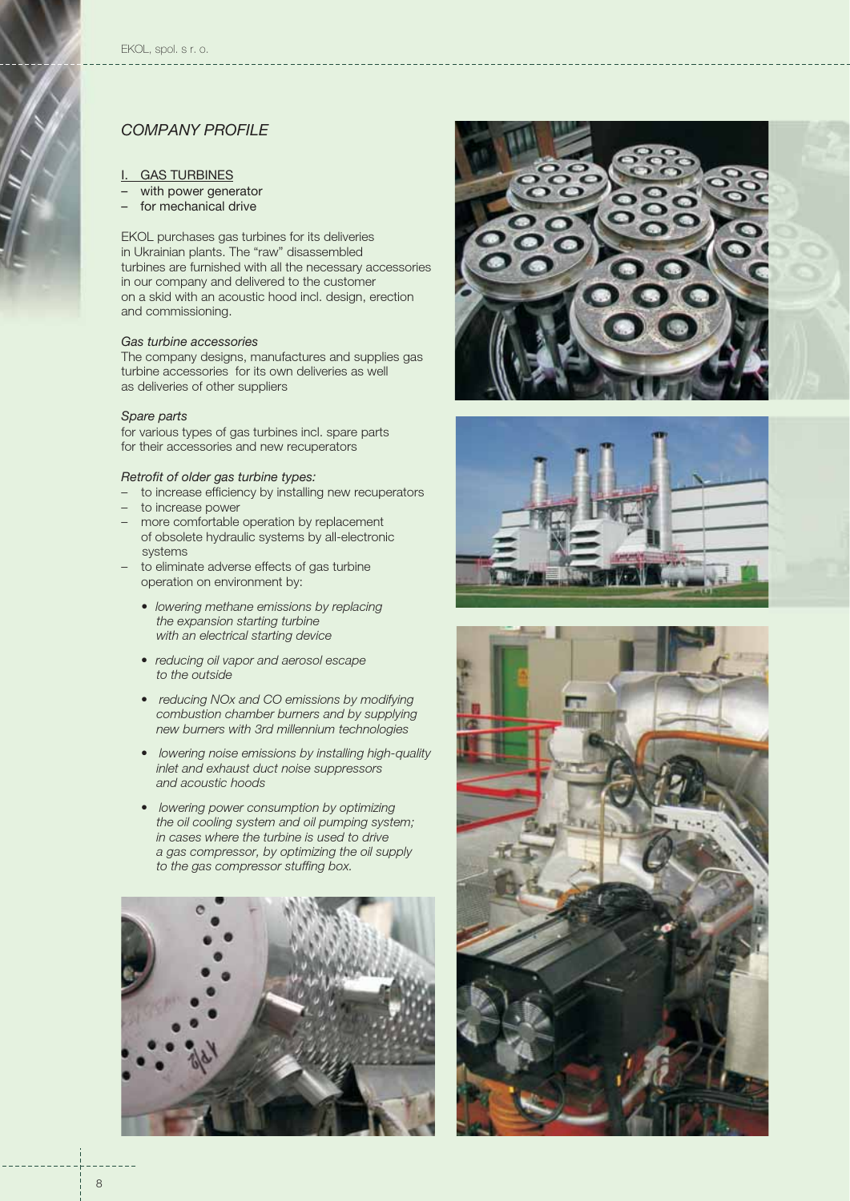## COMPANY PROFILE

### I. GAS TURBINES

- with power generator
- for mechanical drive

EKOL purchases gas turbines for its deliveries in Ukrainian plants. The "raw" disassembled turbines are furnished with all the necessary accessories in our company and delivered to the customer on a skid with an acoustic hood incl. design, erection and commissioning.

*Gas turbine accessories*

The company designs, manufactures and supplies gas turbine accessories for its own deliveries as well as deliveries of other suppliers

*Spare parts*

for various types of gas turbines incl. spare parts for their accessories and new recuperators

*Retrofit of older gas turbine types:*

- to increase efficiency by installing new recuperators
- to increase power
- more comfortable operation by replacement of obsolete hydraulic systems by all-electronic systems
- to eliminate adverse effects of gas turbine operation on environment by:
  - *lowering methane emissions by replacing the expansion starting turbine with an electrical starting device*
  - *reducing oil vapor and aerosol escape to the outside*
  - *reducing NOx and CO emissions by modifying combustion chamber burners and by supplying new burners with 3rd millennium technologies*
  - *lowering noise emissions by installing high-quality inlet and exhaust duct noise suppressors and acoustic hoods*
  - *lowering power consumption by optimizing the oil cooling system and oil pumping system; in cases where the turbine is used to drive a gas compressor, by optimizing the oil supply to the gas compressor stuffing box.*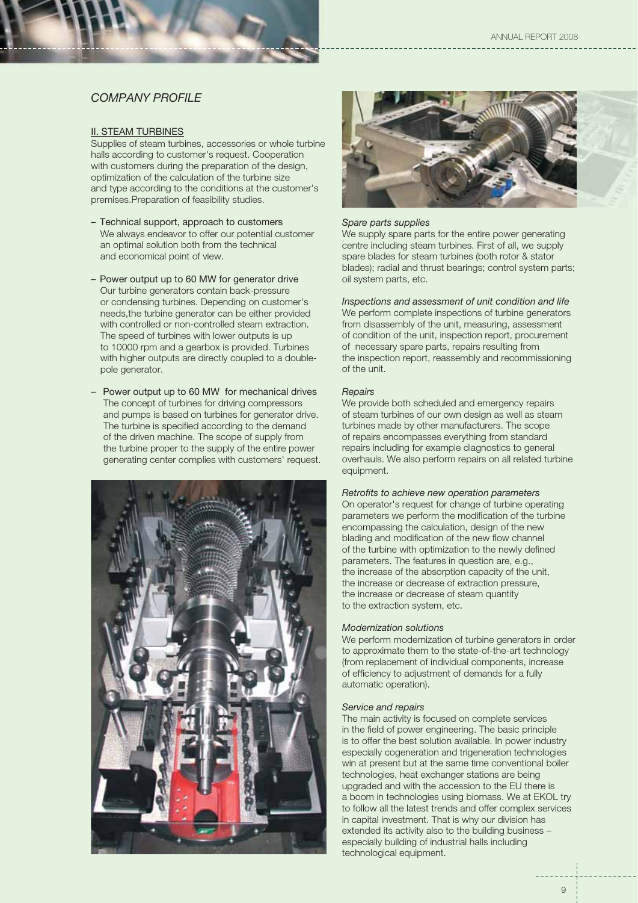## COMPANY PROFILE

### II. STEAM TURBINES

Supplies of steam turbines, accessories or whole turbine halls according to customer's request. Cooperation with customers during the preparation of the design, optimization of the calculation of the turbine size and type according to the conditions at the customer's premises.Preparation of feasibility studies.

- Technical support, approach to customers
  We always endeavor to offer our potential customer an optimal solution both from the technical and economical point of view.
- Power output up to 60 MW for generator drive
  Our turbine generators contain back-pressure or condensing turbines. Depending on customer's needs,the turbine generator can be either provided with controlled or non-controlled steam extraction. The speed of turbines with lower outputs is up to 10000 rpm and a gearbox is provided. Turbines with higher outputs are directly coupled to a double-pole generator.
- Power output up to 60 MW for mechanical drives
  The concept of turbines for driving compressors and pumps is based on turbines for generator drive. The turbine is specified according to the demand of the driven machine. The scope of supply from the turbine proper to the supply of the entire power generating center complies with customers' request.

*Spare parts supplies*

We supply spare parts for the entire power generating centre including steam turbines. First of all, we supply spare blades for steam turbines (both rotor & stator blades); radial and thrust bearings; control system parts; oil system parts, etc.

*Inspections and assessment of unit condition and life*

We perform complete inspections of turbine generators from disassembly of the unit, measuring, assessment of condition of the unit, inspection report, procurement of necessary spare parts, repairs resulting from the inspection report, reassembly and recommissioning of the unit.

*Repairs*

We provide both scheduled and emergency repairs of steam turbines of our own design as well as steam turbines made by other manufacturers. The scope of repairs encompasses everything from standard repairs including for example diagnostics to general overhauls. We also perform repairs on all related turbine equipment.

*Retrofits to achieve new operation parameters*

On operator's request for change of turbine operating parameters we perform the modification of the turbine encompassing the calculation, design of the new blading and modification of the new flow channel of the turbine with optimization to the newly defined parameters. The features in question are, e.g., the increase of the absorption capacity of the unit, the increase or decrease of extraction pressure, the increase or decrease of steam quantity to the extraction system, etc.

*Modernization solutions*

We perform modernization of turbine generators in order to approximate them to the state-of-the-art technology (from replacement of individual components, increase of efficiency to adjustment of demands for a fully automatic operation).

*Service and repairs*

The main activity is focused on complete services in the field of power engineering. The basic principle is to offer the best solution available. In power industry especially cogeneration and trigeneration technologies win at present but at the same time conventional boiler technologies, heat exchanger stations are being upgraded and with the accession to the EU there is a boom in technologies using biomass. We at EKOL try to follow all the latest trends and offer complex services in capital investment. That is why our division has extended its activity also to the building business – especially building of industrial halls including technological equipment.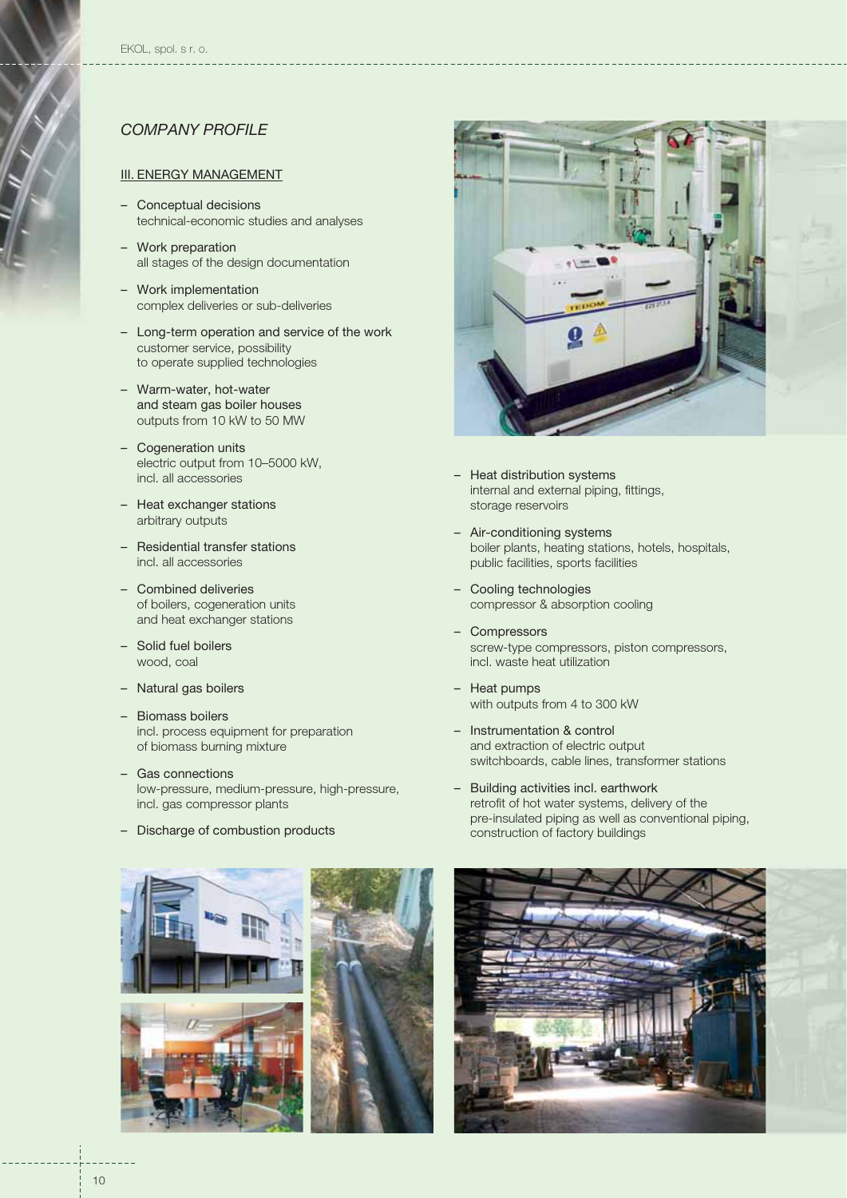## COMPANY PROFILE

### III. ENERGY MANAGEMENT

- Conceptual decisions
  technical-economic studies and analyses
- Work preparation
  all stages of the design documentation
- Work implementation
  complex deliveries or sub-deliveries
- Long-term operation and service of the work
  customer service, possibility
  to operate supplied technologies
- Warm-water, hot-water
  and steam gas boiler houses
  outputs from 10 kW to 50 MW
- Cogeneration units
  electric output from 10–5000 kW,
  incl. all accessories
- Heat exchanger stations
  arbitrary outputs
- Residential transfer stations
  incl. all accessories
- Combined deliveries
  of boilers, cogeneration units
  and heat exchanger stations
- Solid fuel boilers
  wood, coal
- Natural gas boilers
- Biomass boilers
  incl. process equipment for preparation
  of biomass burning mixture
- Gas connections
  low-pressure, medium-pressure, high-pressure,
  incl. gas compressor plants
- Discharge of combustion products
- Heat distribution systems
  internal and external piping, fittings,
  storage reservoirs
- Air-conditioning systems
  boiler plants, heating stations, hotels, hospitals,
  public facilities, sports facilities
- Cooling technologies
  compressor & absorption cooling
- Compressors
  screw-type compressors, piston compressors,
  incl. waste heat utilization
- Heat pumps
  with outputs from 4 to 300 kW
- Instrumentation & control
  and extraction of electric output
  switchboards, cable lines, transformer stations
- Building activities incl. earthwork
  retrofit of hot water systems, delivery of the
  pre-insulated piping as well as conventional piping,
  construction of factory buildings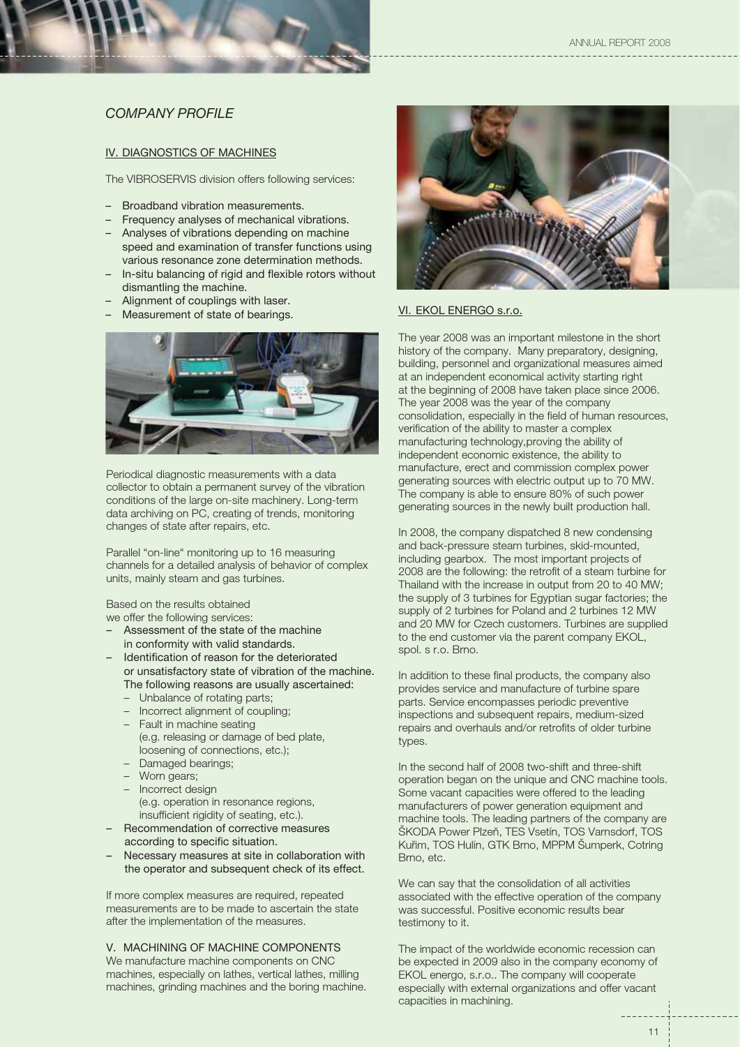## *COMPANY PROFILE*

### IV. DIAGNOSTICS OF MACHINES

The VIBROSERVIS division offers following services:

- Broadband vibration measurements.
- Frequency analyses of mechanical vibrations.
- Analyses of vibrations depending on machine speed and examination of transfer functions using various resonance zone determination methods.
- In-situ balancing of rigid and flexible rotors without dismantling the machine.
- Alignment of couplings with laser.
- Measurement of state of bearings.

Periodical diagnostic measurements with a data collector to obtain a permanent survey of the vibration conditions of the large on-site machinery. Long-term data archiving on PC, creating of trends, monitoring changes of state after repairs, etc.

Parallel "on-line" monitoring up to 16 measuring channels for a detailed analysis of behavior of complex units, mainly steam and gas turbines.

Based on the results obtained we offer the following services:

- Assessment of the state of the machine in conformity with valid standards.
- Identification of reason for the deteriorated or unsatisfactory state of vibration of the machine. The following reasons are usually ascertained:
  - Unbalance of rotating parts;
  - Incorrect alignment of coupling;
  - Fault in machine seating (e.g. releasing or damage of bed plate, loosening of connections, etc.);
  - Damaged bearings;
  - Worn gears;
  - Incorrect design (e.g. operation in resonance regions, insufficient rigidity of seating, etc.).
- Recommendation of corrective measures according to specific situation.
- Necessary measures at site in collaboration with the operator and subsequent check of its effect.

If more complex measures are required, repeated measurements are to be made to ascertain the state after the implementation of the measures.

### V. MACHINING OF MACHINE COMPONENTS

We manufacture machine components on CNC machines, especially on lathes, vertical lathes, milling machines, grinding machines and the boring machine.

### VI. EKOL ENERGO s.r.o.

The year 2008 was an important milestone in the short history of the company. Many preparatory, designing, building, personnel and organizational measures aimed at an independent economical activity starting right at the beginning of 2008 have taken place since 2006. The year 2008 was the year of the company consolidation, especially in the field of human resources, verification of the ability to master a complex manufacturing technology,proving the ability of independent economic existence, the ability to manufacture, erect and commission complex power generating sources with electric output up to 70 MW. The company is able to ensure 80% of such power generating sources in the newly built production hall.

In 2008, the company dispatched 8 new condensing and back-pressure steam turbines, skid-mounted, including gearbox. The most important projects of 2008 are the following: the retrofit of a steam turbine for Thailand with the increase in output from 20 to 40 MW; the supply of 3 turbines for Egyptian sugar factories; the supply of 2 turbines for Poland and 2 turbines 12 MW and 20 MW for Czech customers. Turbines are supplied to the end customer via the parent company EKOL, spol. s r.o. Brno.

In addition to these final products, the company also provides service and manufacture of turbine spare parts. Service encompasses periodic preventive inspections and subsequent repairs, medium-sized repairs and overhauls and/or retrofits of older turbine types.

In the second half of 2008 two-shift and three-shift operation began on the unique and CNC machine tools. Some vacant capacities were offered to the leading manufacturers of power generation equipment and machine tools. The leading partners of the company are ŠKODA Power Plzeň, TES Vsetín, TOS Varnsdorf, TOS Kuřim, TOS Hulín, GTK Brno, MPPM Šumperk, Cotring Brno, etc.

We can say that the consolidation of all activities associated with the effective operation of the company was successful. Positive economic results bear testimony to it.

The impact of the worldwide economic recession can be expected in 2009 also in the company economy of EKOL energo, s.r.o.. The company will cooperate especially with external organizations and offer vacant capacities in machining.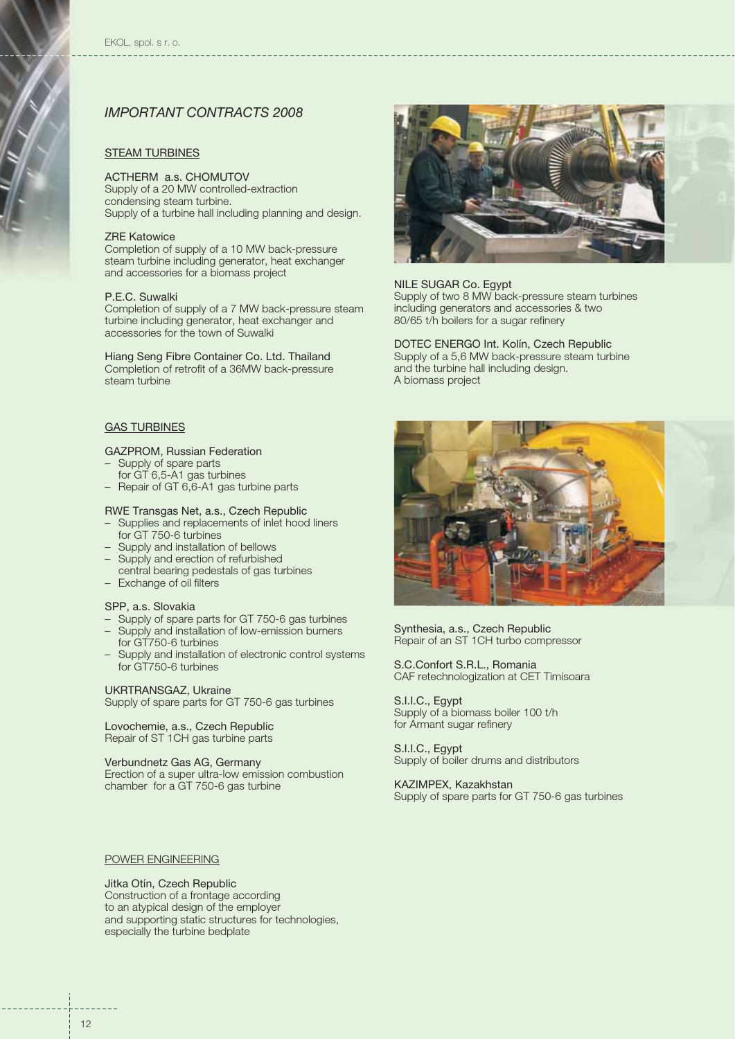## *IMPORTANT CONTRACTS 2008*

### STEAM TURBINES

ACTHERM a.s. CHOMUTOV
Supply of a 20 MW controlled-extraction condensing steam turbine.
Supply of a turbine hall including planning and design.

ZRE Katowice
Completion of supply of a 10 MW back-pressure steam turbine including generator, heat exchanger and accessories for a biomass project

P.E.C. Suwalki
Completion of supply of a 7 MW back-pressure steam turbine including generator, heat exchanger and accessories for the town of Suwalki

Hiang Seng Fibre Container Co. Ltd. Thailand
Completion of retrofit of a 36MW back-pressure steam turbine

NILE SUGAR Co. Egypt
Supply of two 8 MW back-pressure steam turbines including generators and accessories & two 80/65 t/h boilers for a sugar refinery

DOTEC ENERGO Int. Kolín, Czech Republic
Supply of a 5,6 MW back-pressure steam turbine and the turbine hall including design.
A biomass project

### GAS TURBINES

GAZPROM, Russian Federation

- Supply of spare parts for GT 6,5-A1 gas turbines
- Repair of GT 6,6-A1 gas turbine parts

RWE Transgas Net, a.s., Czech Republic

- Supplies and replacements of inlet hood liners for GT 750-6 turbines
- Supply and installation of bellows
- Supply and erection of refurbished central bearing pedestals of gas turbines
- Exchange of oil filters

SPP, a.s. Slovakia

- Supply of spare parts for GT 750-6 gas turbines
- Supply and installation of low-emission burners for GT750-6 turbines
- Supply and installation of electronic control systems for GT750-6 turbines

UKRTRANSGAZ, Ukraine
Supply of spare parts for GT 750-6 gas turbines

Lovochemie, a.s., Czech Republic
Repair of ST 1CH gas turbine parts

Verbundnetz Gas AG, Germany
Erection of a super ultra-low emission combustion chamber for a GT 750-6 gas turbine

Synthesia, a.s., Czech Republic
Repair of an ST 1CH turbo compressor

S.C.Confort S.R.L., Romania
CAF retechnologization at CET Timisoara

S.I.I.C., Egypt
Supply of a biomass boiler 100 t/h for Armant sugar refinery

S.I.I.C., Egypt
Supply of boiler drums and distributors

KAZIMPEX, Kazakhstan
Supply of spare parts for GT 750-6 gas turbines

### POWER ENGINEERING

Jitka Otín, Czech Republic
Construction of a frontage according to an atypical design of the employer and supporting static structures for technologies, especially the turbine bedplate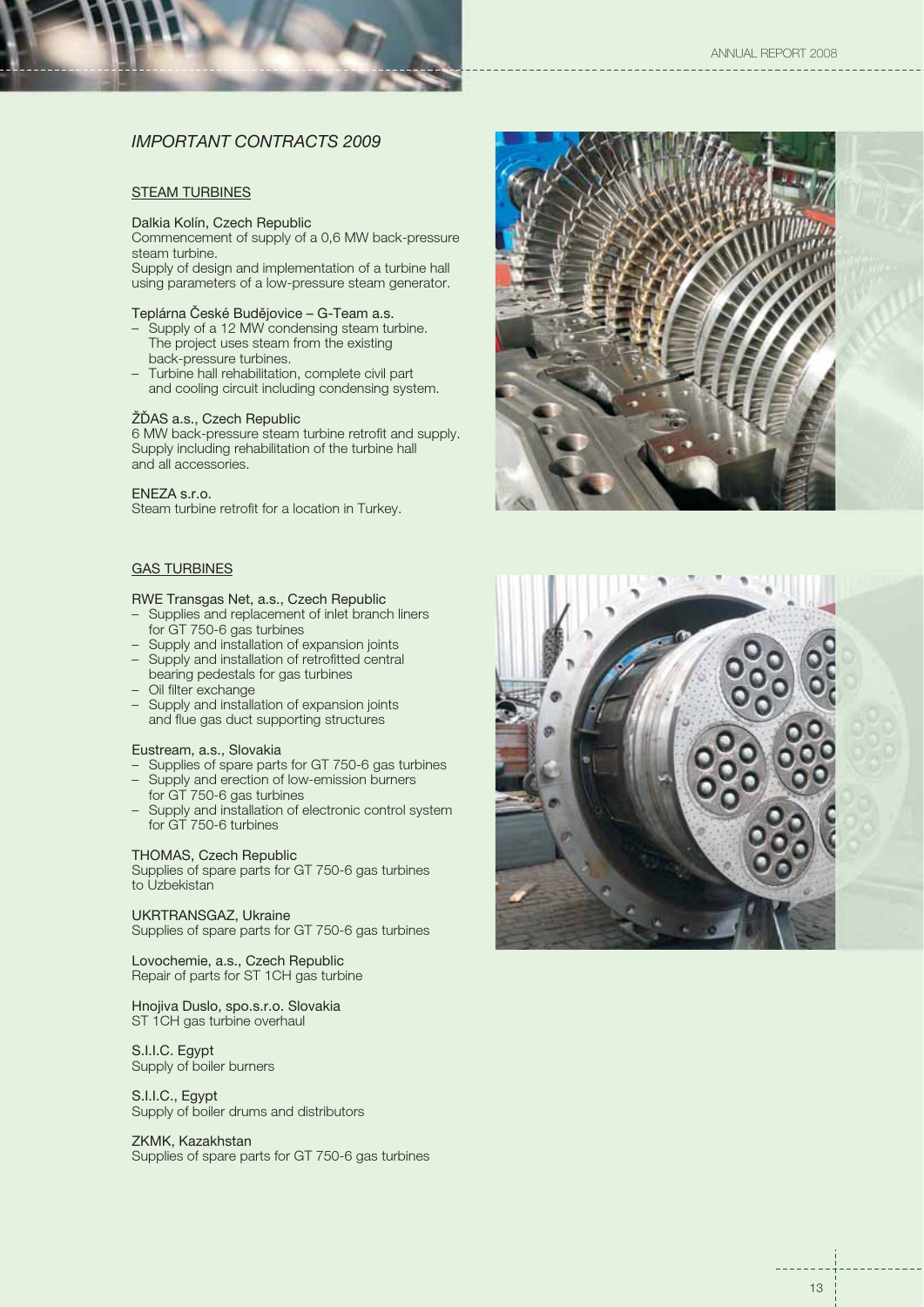## *IMPORTANT CONTRACTS 2009*

### STEAM TURBINES

**Dalkia Kolín, Czech Republic**
Commencement of supply of a 0,6 MW back-pressure steam turbine.
Supply of design and implementation of a turbine hall using parameters of a low-pressure steam generator.

**Teplárna České Budějovice – G-Team a.s.**
- Supply of a 12 MW condensing steam turbine. The project uses steam from the existing back-pressure turbines.
- Turbine hall rehabilitation, complete civil part and cooling circuit including condensing system.

**ŽĎAS a.s., Czech Republic**
6 MW back-pressure steam turbine retrofit and supply. Supply including rehabilitation of the turbine hall and all accessories.

**ENEZA s.r.o.**
Steam turbine retrofit for a location in Turkey.

### GAS TURBINES

**RWE Transgas Net, a.s., Czech Republic**
- Supplies and replacement of inlet branch liners for GT 750-6 gas turbines
- Supply and installation of expansion joints
- Supply and installation of retrofitted central bearing pedestals for gas turbines
- Oil filter exchange
- Supply and installation of expansion joints and flue gas duct supporting structures

**Eustream, a.s., Slovakia**
- Supplies of spare parts for GT 750-6 gas turbines
- Supply and erection of low-emission burners for GT 750-6 gas turbines
- Supply and installation of electronic control system for GT 750-6 turbines

**THOMAS, Czech Republic**
Supplies of spare parts for GT 750-6 gas turbines to Uzbekistan

**UKRTRANSGAZ, Ukraine**
Supplies of spare parts for GT 750-6 gas turbines

**Lovochemie, a.s., Czech Republic**
Repair of parts for ST 1CH gas turbine

**Hnojiva Duslo, spo.s.r.o. Slovakia**
ST 1CH gas turbine overhaul

**S.I.I.C. Egypt**
Supply of boiler burners

**S.I.I.C., Egypt**
Supply of boiler drums and distributors

**ZKMK, Kazakhstan**
Supplies of spare parts for GT 750-6 gas turbines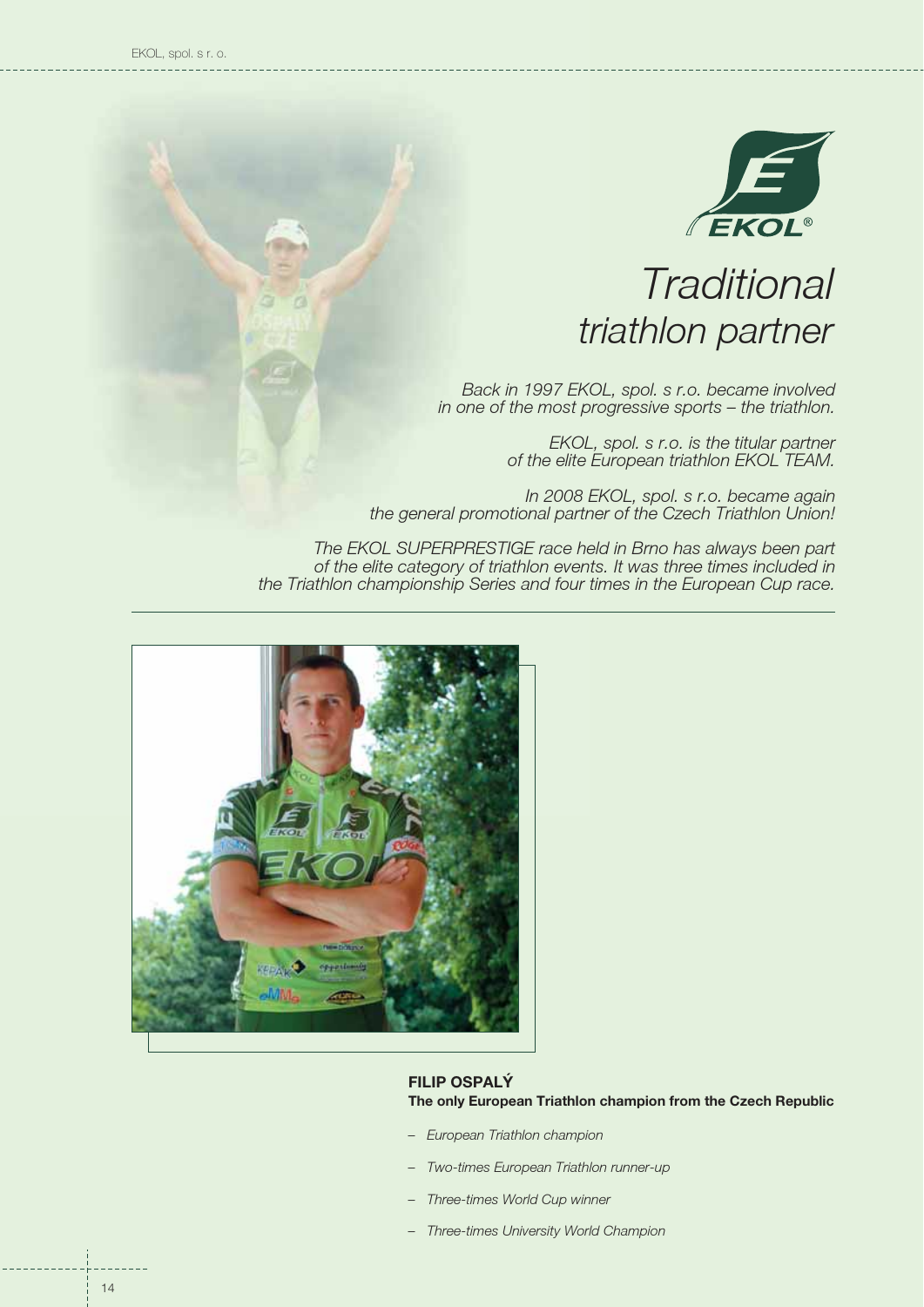# *Traditional triathlon partner*

*Back in 1997 EKOL, spol. s r.o. became involved in one of the most progressive sports – the triathlon.*

*EKOL, spol. s r.o. is the titular partner of the elite European triathlon EKOL TEAM.*

*In 2008 EKOL, spol. s r.o. became again the general promotional partner of the Czech Triathlon Union!*

*The EKOL SUPERPRESTIGE race held in Brno has always been part of the elite category of triathlon events. It was three times included in the Triathlon championship Series and four times in the European Cup race.*

**FILIP OSPALÝ**
**The only European Triathlon champion from the Czech Republic**

- *European Triathlon champion*
- *Two-times European Triathlon runner-up*
- *Three-times World Cup winner*
- *Three-times University World Champion*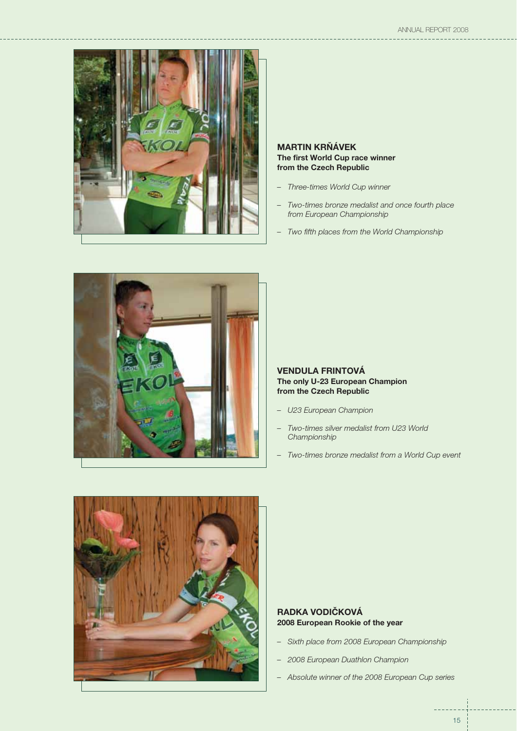## MARTIN KRŇÁVEK

**The first World Cup race winner from the Czech Republic**

- *Three-times World Cup winner*
- *Two-times bronze medalist and once fourth place from European Championship*
- *Two fifth places from the World Championship*

## VENDULA FRINTOVÁ

**The only U-23 European Champion from the Czech Republic**

- *U23 European Champion*
- *Two-times silver medalist from U23 World Championship*
- *Two-times bronze medalist from a World Cup event*

## RADKA VODIČKOVÁ

**2008 European Rookie of the year**

- *Sixth place from 2008 European Championship*
- *2008 European Duathlon Champion*
- *Absolute winner of the 2008 European Cup series*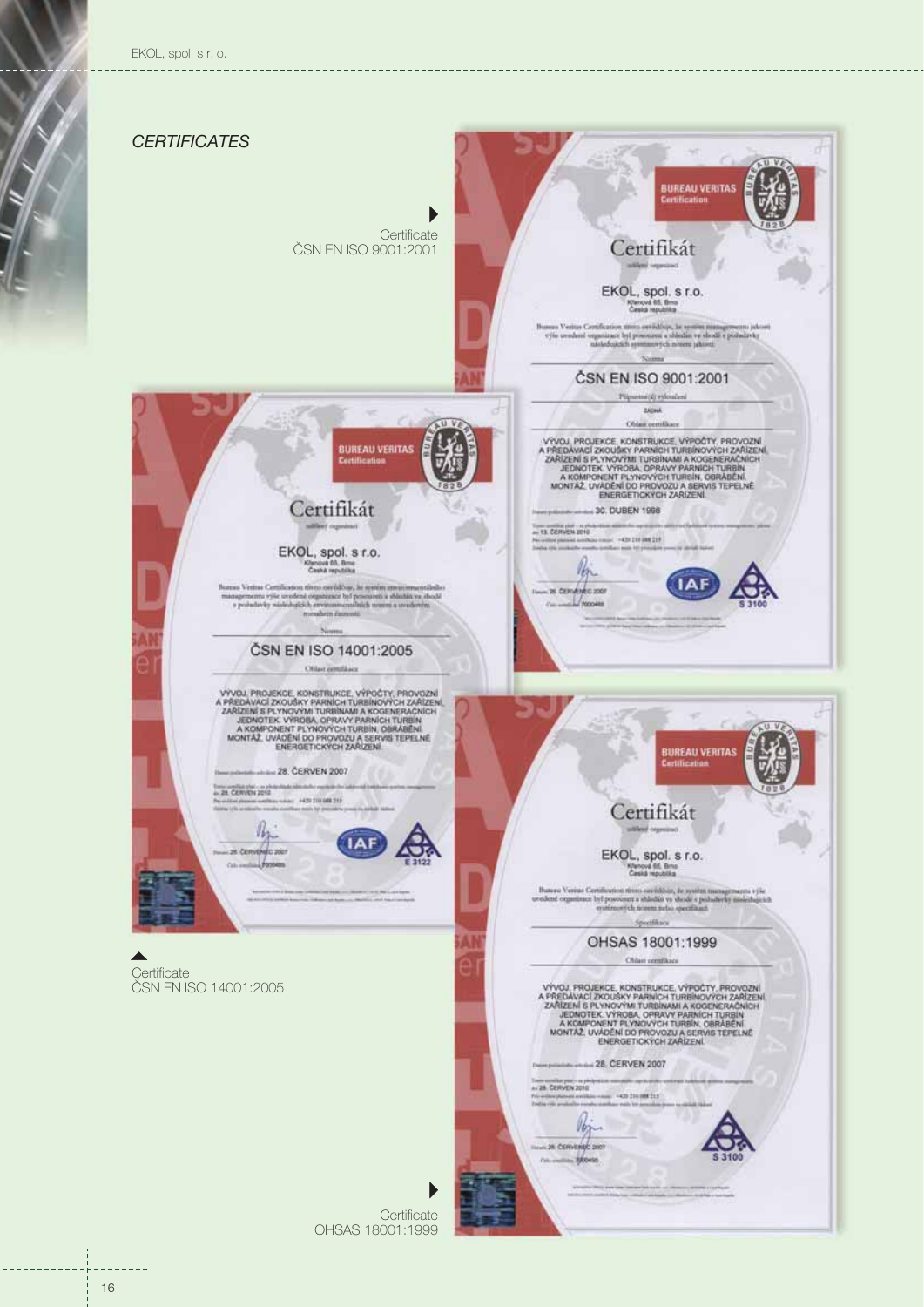## CERTIFICATES

Certificate
ČSN EN ISO 9001:2001

Certificate
ČSN EN ISO 14001:2005

Certificate
OHSAS 18001:1999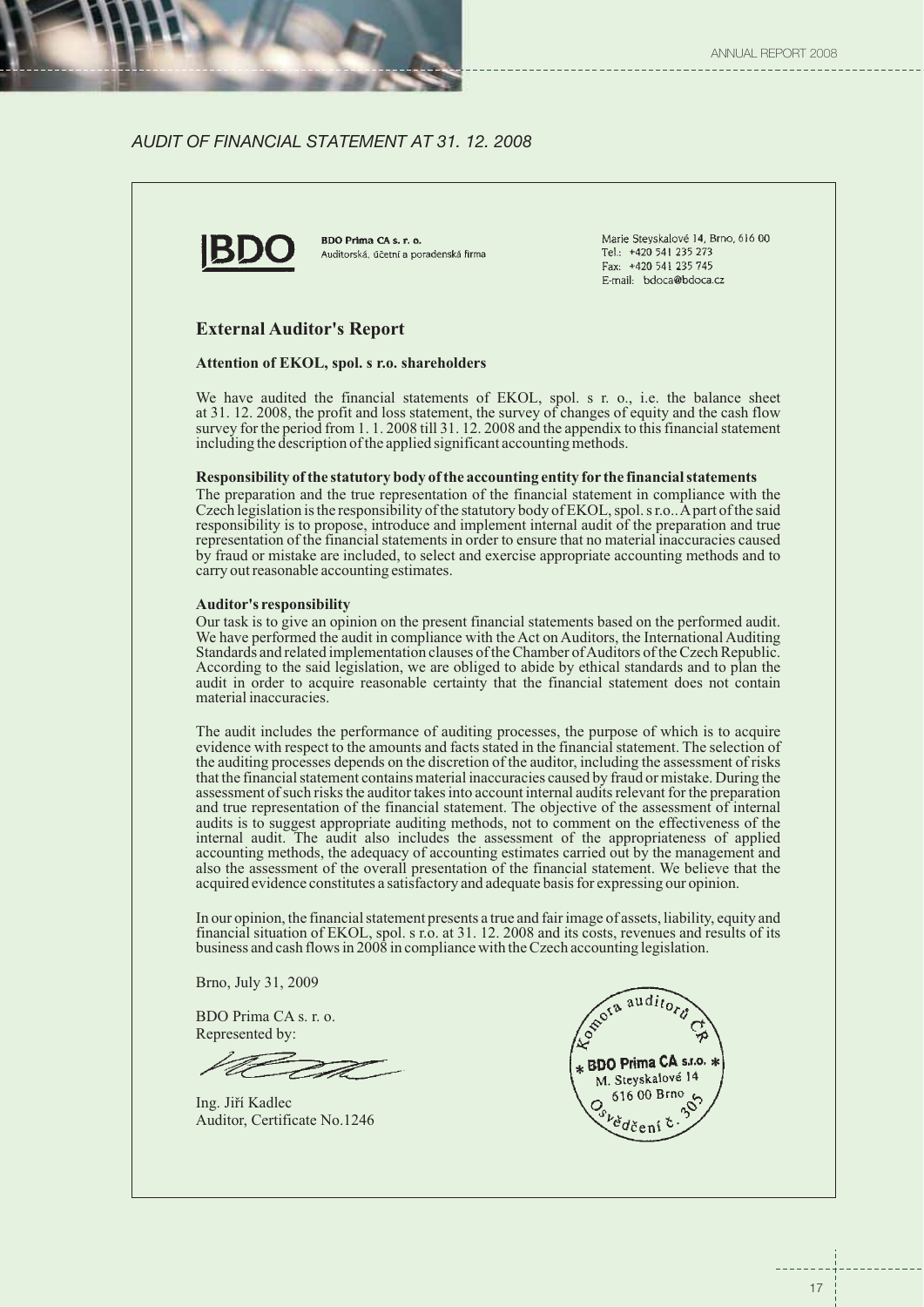## AUDIT OF FINANCIAL STATEMENT AT 31. 12. 2008

**BDO Prima CA s. r. o.**
Auditorská, účetní a poradenská firma

Marie Steyskalové 14, Brno, 616 00
Tel.: +420 541 235 273
Fax: +420 541 235 745
E-mail: bdoca@bdoca.cz

### External Auditor's Report

**Attention of EKOL, spol. s r.o. shareholders**

We have audited the financial statements of EKOL, spol. s r. o., i.e. the balance sheet at 31. 12. 2008, the profit and loss statement, the survey of changes of equity and the cash flow survey for the period from 1. 1. 2008 till 31. 12. 2008 and the appendix to this financial statement including the description of the applied significant accounting methods.

**Responsibility of the statutory body of the accounting entity for the financial statements**

The preparation and the true representation of the financial statement in compliance with the Czech legislation is the responsibility of the statutory body of EKOL, spol. s r.o.. A part of the said responsibility is to propose, introduce and implement internal audit of the preparation and true representation of the financial statements in order to ensure that no material inaccuracies caused by fraud or mistake are included, to select and exercise appropriate accounting methods and to carry out reasonable accounting estimates.

**Auditor's responsibility**

Our task is to give an opinion on the present financial statements based on the performed audit. We have performed the audit in compliance with the Act on Auditors, the International Auditing Standards and related implementation clauses of the Chamber of Auditors of the Czech Republic. According to the said legislation, we are obliged to abide by ethical standards and to plan the audit in order to acquire reasonable certainty that the financial statement does not contain material inaccuracies.

The audit includes the performance of auditing processes, the purpose of which is to acquire evidence with respect to the amounts and facts stated in the financial statement. The selection of the auditing processes depends on the discretion of the auditor, including the assessment of risks that the financial statement contains material inaccuracies caused by fraud or mistake. During the assessment of such risks the auditor takes into account internal audits relevant for the preparation and true representation of the financial statement. The objective of the assessment of internal audits is to suggest appropriate auditing methods, not to comment on the effectiveness of the internal audit. The audit also includes the assessment of the appropriateness of applied accounting methods, the adequacy of accounting estimates carried out by the management and also the assessment of the overall presentation of the financial statement. We believe that the acquired evidence constitutes a satisfactory and adequate basis for expressing our opinion.

In our opinion, the financial statement presents a true and fair image of assets, liability, equity and financial situation of EKOL, spol. s r.o. at 31. 12. 2008 and its costs, revenues and results of its business and cash flows in 2008 in compliance with the Czech accounting legislation.

Brno, July 31, 2009

BDO Prima CA s. r. o.
Represented by:

Ing. Jiří Kadlec
Auditor, Certificate No.1246

Komora auditorů ČR
BDO Prima CA s.r.o.
M. Steyskalové 14
616 00 Brno
Osvědčení č. 305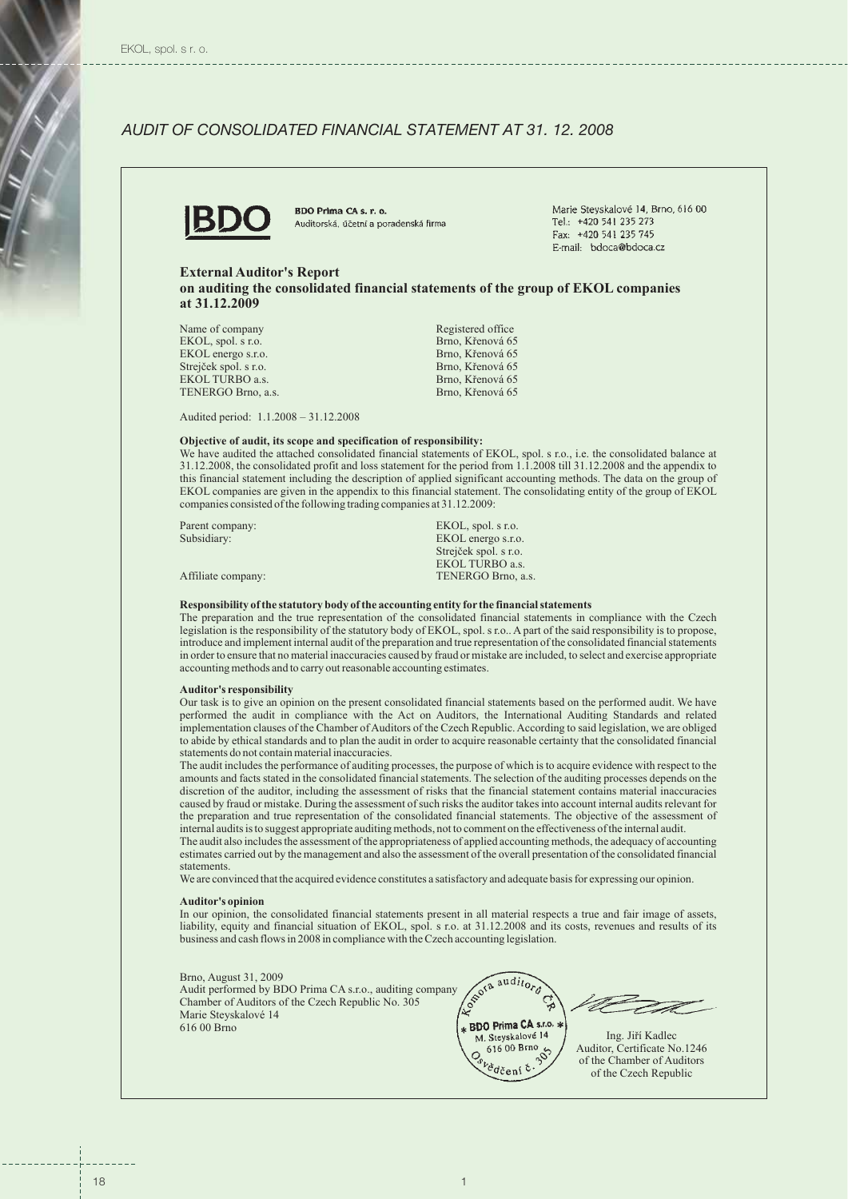# AUDIT OF CONSOLIDATED FINANCIAL STATEMENT AT 31. 12. 2008

**BDO Prima CA s. r. o.**
Auditorská, účetní a poradenská firma

Marie Steyskalové 14, Brno, 616 00
Tel.: +420 541 235 273
Fax: +420 541 235 745
E-mail: bdoca@bdoca.cz

## External Auditor's Report
## on auditing the consolidated financial statements of the group of EKOL companies at 31.12.2009

| Name of company | Registered office |
|---|---|
| EKOL, spol. s r.o. | Brno, Křenová 65 |
| EKOL energo s.r.o. | Brno, Křenová 65 |
| Strejček spol. s r.o. | Brno, Křenová 65 |
| EKOL TURBO a.s. | Brno, Křenová 65 |
| TENERGO Brno, a.s. | Brno, Křenová 65 |

Audited period: 1.1.2008 – 31.12.2008

**Objective of audit, its scope and specification of responsibility:**
We have audited the attached consolidated financial statements of EKOL, spol. s r.o., i.e. the consolidated balance at 31.12.2008, the consolidated profit and loss statement for the period from 1.1.2008 till 31.12.2008 and the appendix to this financial statement including the description of applied significant accounting methods. The data on the group of EKOL companies are given in the appendix to this financial statement. The consolidating entity of the group of EKOL companies consisted of the following trading companies at 31.12.2009:

| | |
|---|---|
| Parent company: | EKOL, spol. s r.o. |
| Subsidiary: | EKOL energo s.r.o. |
| | Strejček spol. s r.o. |
| | EKOL TURBO a.s. |
| Affiliate company: | TENERGO Brno, a.s. |

**Responsibility of the statutory body of the accounting entity for the financial statements**
The preparation and the true representation of the consolidated financial statements in compliance with the Czech legislation is the responsibility of the statutory body of EKOL, spol. s r.o.. A part of the said responsibility is to propose, introduce and implement internal audit of the preparation and true representation of the consolidated financial statements in order to ensure that no material inaccuracies caused by fraud or mistake are included, to select and exercise appropriate accounting methods and to carry out reasonable accounting estimates.

**Auditor's responsibility**
Our task is to give an opinion on the present consolidated financial statements based on the performed audit. We have performed the audit in compliance with the Act on Auditors, the International Auditing Standards and related implementation clauses of the Chamber of Auditors of the Czech Republic. According to said legislation, we are obliged to abide by ethical standards and to plan the audit in order to acquire reasonable certainty that the consolidated financial statements do not contain material inaccuracies.
The audit includes the performance of auditing processes, the purpose of which is to acquire evidence with respect to the amounts and facts stated in the consolidated financial statements. The selection of the auditing processes depends on the discretion of the auditor, including the assessment of risks that the financial statement contains material inaccuracies caused by fraud or mistake. During the assessment of such risks the auditor takes into account internal audits relevant for the preparation and true representation of the consolidated financial statements. The objective of the assessment of internal audits is to suggest appropriate auditing methods, not to comment on the effectiveness of the internal audit.
The audit also includes the assessment of the appropriateness of applied accounting methods, the adequacy of accounting estimates carried out by the management and also the assessment of the overall presentation of the consolidated financial statements.
We are convinced that the acquired evidence constitutes a satisfactory and adequate basis for expressing our opinion.

**Auditor's opinion**
In our opinion, the consolidated financial statements present in all material respects a true and fair image of assets, liability, equity and financial situation of EKOL, spol. s r.o. at 31.12.2008 and its costs, revenues and results of its business and cash flows in 2008 in compliance with the Czech accounting legislation.

Brno, August 31, 2009
Audit performed by BDO Prima CA s.r.o., auditing company
Chamber of Auditors of the Czech Republic No. 305
Marie Steyskalové 14
616 00 Brno

Komora auditorů ČR
BDO Prima CA s.r.o.
M. Steyskalové 14
616 00 Brno
Osvědčení č. 305

Ing. Jiří Kadlec
Auditor, Certificate No.1246
of the Chamber of Auditors
of the Czech Republic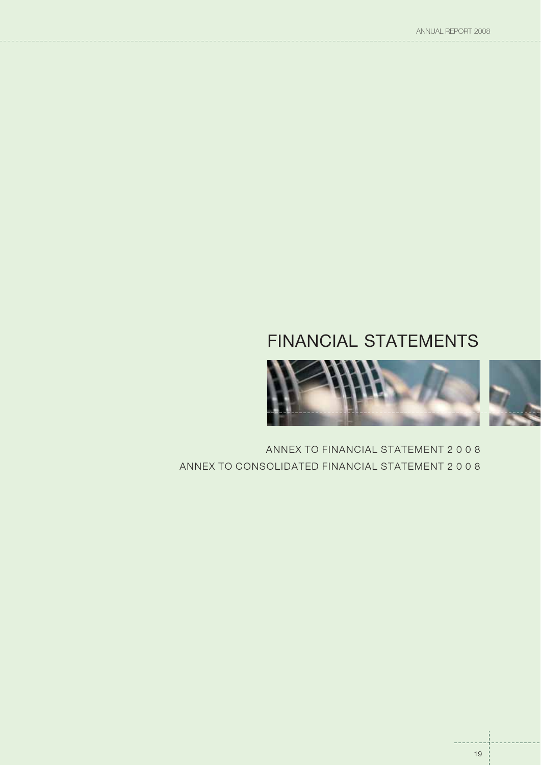# FINANCIAL STATEMENTS

ANNEX TO FINANCIAL STATEMENT 2 0 0 8

ANNEX TO CONSOLIDATED FINANCIAL STATEMENT 2 0 0 8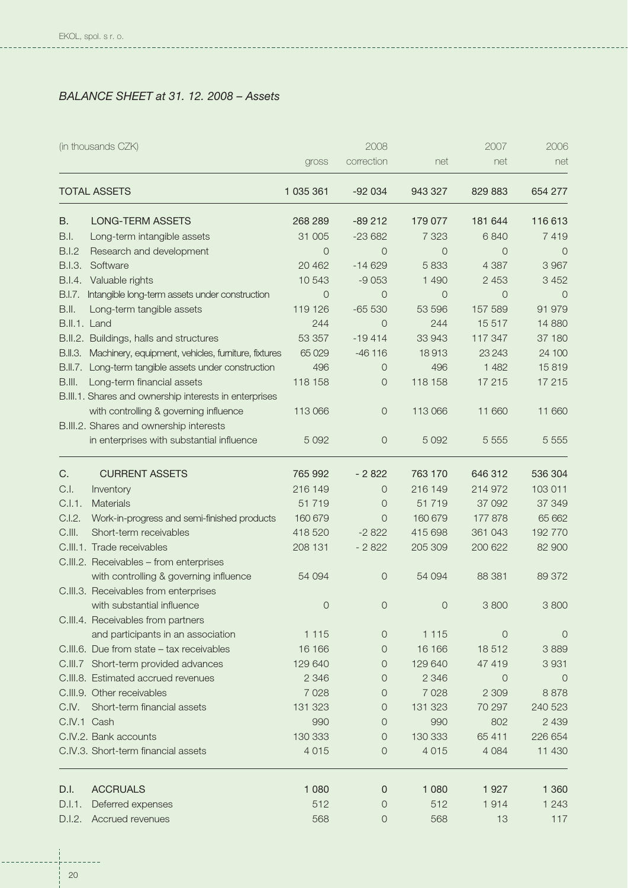*BALANCE SHEET at 31. 12. 2008 – Assets*

| (in thousands CZK) | | 2008 | | 2007 | 2006 |
|---|---|---|---|---|---|
| | gross | correction | net | net | net |
| TOTAL ASSETS | 1 035 361 | -92 034 | 943 327 | 829 883 | 654 277 |
| B. LONG-TERM ASSETS | 268 289 | -89 212 | 179 077 | 181 644 | 116 613 |
| B.I. Long-term intangible assets | 31 005 | -23 682 | 7 323 | 6 840 | 7 419 |
| B.I.2 Research and development | 0 | 0 | 0 | 0 | 0 |
| B.I.3. Software | 20 462 | -14 629 | 5 833 | 4 387 | 3 967 |
| B.I.4. Valuable rights | 10 543 | -9 053 | 1 490 | 2 453 | 3 452 |
| B.I.7. Intangible long-term assets under construction | 0 | 0 | 0 | 0 | 0 |
| B.II. Long-term tangible assets | 119 126 | -65 530 | 53 596 | 157 589 | 91 979 |
| B.II.1. Land | 244 | 0 | 244 | 15 517 | 14 880 |
| B.II.2. Buildings, halls and structures | 53 357 | -19 414 | 33 943 | 117 347 | 37 180 |
| B.II.3. Machinery, equipment, vehicles, furniture, fixtures | 65 029 | -46 116 | 18 913 | 23 243 | 24 100 |
| B.II.7. Long-term tangible assets under construction | 496 | 0 | 496 | 1 482 | 15 819 |
| B.III. Long-term financial assets | 118 158 | 0 | 118 158 | 17 215 | 17 215 |
| B.III.1. Shares and ownership interests in enterprises with controlling & governing influence | 113 066 | 0 | 113 066 | 11 660 | 11 660 |
| B.III.2. Shares and ownership interests in enterprises with substantial influence | 5 092 | 0 | 5 092 | 5 555 | 5 555 |
| C. CURRENT ASSETS | 765 992 | - 2 822 | 763 170 | 646 312 | 536 304 |
| C.I. Inventory | 216 149 | 0 | 216 149 | 214 972 | 103 011 |
| C.I.1. Materials | 51 719 | 0 | 51 719 | 37 092 | 37 349 |
| C.I.2. Work-in-progress and semi-finished products | 160 679 | 0 | 160 679 | 177 878 | 65 662 |
| C.III. Short-term receivables | 418 520 | -2 822 | 415 698 | 361 043 | 192 770 |
| C.III.1. Trade receivables | 208 131 | - 2 822 | 205 309 | 200 622 | 82 900 |
| C.III.2. Receivables – from enterprises with controlling & governing influence | 54 094 | 0 | 54 094 | 88 381 | 89 372 |
| C.III.3. Receivables from enterprises with substantial influence | 0 | 0 | 0 | 3 800 | 3 800 |
| C.III.4. Receivables from partners and participants in an association | 1 115 | 0 | 1 115 | 0 | 0 |
| C.III.6. Due from state – tax receivables | 16 166 | 0 | 16 166 | 18 512 | 3 889 |
| C.III.7 Short-term provided advances | 129 640 | 0 | 129 640 | 47 419 | 3 931 |
| C.III.8. Estimated accrued revenues | 2 346 | 0 | 2 346 | 0 | 0 |
| C.III.9. Other receivables | 7 028 | 0 | 7 028 | 2 309 | 8 878 |
| C.IV. Short-term financial assets | 131 323 | 0 | 131 323 | 70 297 | 240 523 |
| C.IV.1 Cash | 990 | 0 | 990 | 802 | 2 439 |
| C.IV.2. Bank accounts | 130 333 | 0 | 130 333 | 65 411 | 226 654 |
| C.IV.3. Short-term financial assets | 4 015 | 0 | 4 015 | 4 084 | 11 430 |
| D.I. ACCRUALS | 1 080 | 0 | 1 080 | 1 927 | 1 360 |
| D.I.1. Deferred expenses | 512 | 0 | 512 | 1 914 | 1 243 |
| D.I.2. Accrued revenues | 568 | 0 | 568 | 13 | 117 |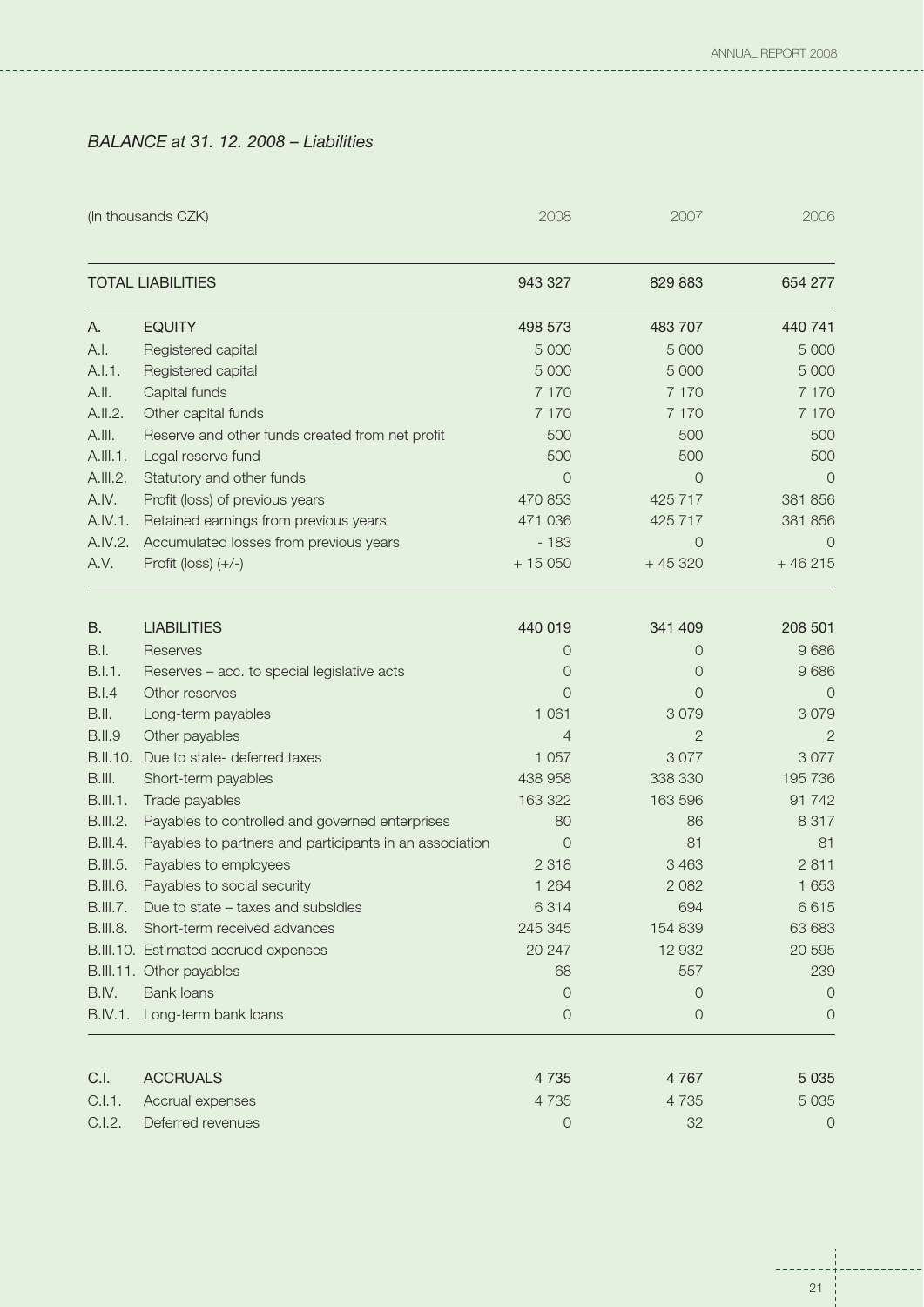*BALANCE at 31. 12. 2008 – Liabilities*

| (in thousands CZK) | | 2008 | 2007 | 2006 |
|---|---|---|---|---|
| TOTAL LIABILITIES | | 943 327 | 829 883 | 654 277 |
| A. | EQUITY | 498 573 | 483 707 | 440 741 |
| A.I. | Registered capital | 5 000 | 5 000 | 5 000 |
| A.I.1. | Registered capital | 5 000 | 5 000 | 5 000 |
| A.II. | Capital funds | 7 170 | 7 170 | 7 170 |
| A.II.2. | Other capital funds | 7 170 | 7 170 | 7 170 |
| A.III. | Reserve and other funds created from net profit | 500 | 500 | 500 |
| A.III.1. | Legal reserve fund | 500 | 500 | 500 |
| A.III.2. | Statutory and other funds | 0 | 0 | 0 |
| A.IV. | Profit (loss) of previous years | 470 853 | 425 717 | 381 856 |
| A.IV.1. | Retained earnings from previous years | 471 036 | 425 717 | 381 856 |
| A.IV.2. | Accumulated losses from previous years | - 183 | 0 | 0 |
| A.V. | Profit (loss) (+/-) | + 15 050 | + 45 320 | + 46 215 |
| B. | LIABILITIES | 440 019 | 341 409 | 208 501 |
| B.I. | Reserves | 0 | 0 | 9 686 |
| B.I.1. | Reserves – acc. to special legislative acts | 0 | 0 | 9 686 |
| B.I.4 | Other reserves | 0 | 0 | 0 |
| B.II. | Long-term payables | 1 061 | 3 079 | 3 079 |
| B.II.9 | Other payables | 4 | 2 | 2 |
| B.II.10. | Due to state- deferred taxes | 1 057 | 3 077 | 3 077 |
| B.III. | Short-term payables | 438 958 | 338 330 | 195 736 |
| B.III.1. | Trade payables | 163 322 | 163 596 | 91 742 |
| B.III.2. | Payables to controlled and governed enterprises | 80 | 86 | 8 317 |
| B.III.4. | Payables to partners and participants in an association | 0 | 81 | 81 |
| B.III.5. | Payables to employees | 2 318 | 3 463 | 2 811 |
| B.III.6. | Payables to social security | 1 264 | 2 082 | 1 653 |
| B.III.7. | Due to state – taxes and subsidies | 6 314 | 694 | 6 615 |
| B.III.8. | Short-term received advances | 245 345 | 154 839 | 63 683 |
| B.III.10. | Estimated accrued expenses | 20 247 | 12 932 | 20 595 |
| B.III.11. | Other payables | 68 | 557 | 239 |
| B.IV. | Bank loans | 0 | 0 | 0 |
| B.IV.1. | Long-term bank loans | 0 | 0 | 0 |
| C.I. | ACCRUALS | 4 735 | 4 767 | 5 035 |
| C.I.1. | Accrual expenses | 4 735 | 4 735 | 5 035 |
| C.I.2. | Deferred revenues | 0 | 32 | 0 |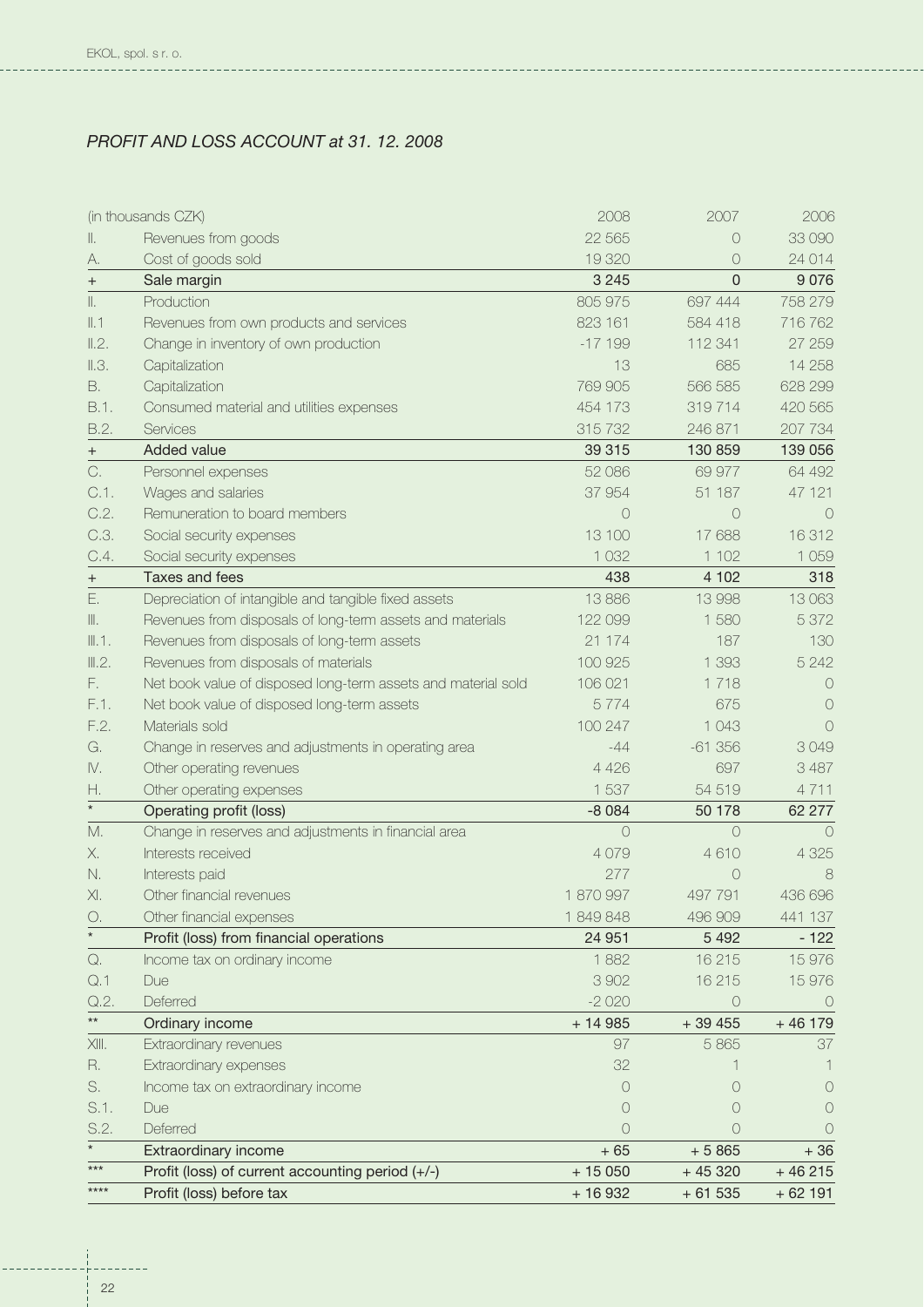*PROFIT AND LOSS ACCOUNT at 31. 12. 2008*

| (in thousands CZK) | | 2008 | 2007 | 2006 |
|---|---|---|---|---|
| II. | Revenues from goods | 22 565 | 0 | 33 090 |
| A. | Cost of goods sold | 19 320 | 0 | 24 014 |
| + | **Sale margin** | **3 245** | **0** | **9 076** |
| II. | Production | 805 975 | 697 444 | 758 279 |
| II.1 | Revenues from own products and services | 823 161 | 584 418 | 716 762 |
| II.2. | Change in inventory of own production | -17 199 | 112 341 | 27 259 |
| II.3. | Capitalization | 13 | 685 | 14 258 |
| B. | Capitalization | 769 905 | 566 585 | 628 299 |
| B.1. | Consumed material and utilities expenses | 454 173 | 319 714 | 420 565 |
| B.2. | Services | 315 732 | 246 871 | 207 734 |
| + | **Added value** | **39 315** | **130 859** | **139 056** |
| C. | Personnel expenses | 52 086 | 69 977 | 64 492 |
| C.1. | Wages and salaries | 37 954 | 51 187 | 47 121 |
| C.2. | Remuneration to board members | 0 | 0 | 0 |
| C.3. | Social security expenses | 13 100 | 17 688 | 16 312 |
| C.4. | Social security expenses | 1 032 | 1 102 | 1 059 |
| + | **Taxes and fees** | **438** | **4 102** | **318** |
| E. | Depreciation of intangible and tangible fixed assets | 13 886 | 13 998 | 13 063 |
| III. | Revenues from disposals of long-term assets and materials | 122 099 | 1 580 | 5 372 |
| III.1. | Revenues from disposals of long-term assets | 21 174 | 187 | 130 |
| III.2. | Revenues from disposals of materials | 100 925 | 1 393 | 5 242 |
| F. | Net book value of disposed long-term assets and material sold | 106 021 | 1 718 | 0 |
| F.1. | Net book value of disposed long-term assets | 5 774 | 675 | 0 |
| F.2. | Materials sold | 100 247 | 1 043 | 0 |
| G. | Change in reserves and adjustments in operating area | -44 | -61 356 | 3 049 |
| IV. | Other operating revenues | 4 426 | 697 | 3 487 |
| H. | Other operating expenses | 1 537 | 54 519 | 4 711 |
| * | **Operating profit (loss)** | **-8 084** | **50 178** | **62 277** |
| M. | Change in reserves and adjustments in financial area | 0 | 0 | 0 |
| X. | Interests received | 4 079 | 4 610 | 4 325 |
| N. | Interests paid | 277 | 0 | 8 |
| XI. | Other financial revenues | 1 870 997 | 497 791 | 436 696 |
| O. | Other financial expenses | 1 849 848 | 496 909 | 441 137 |
| * | **Profit (loss) from financial operations** | **24 951** | **5 492** | **- 122** |
| Q. | Income tax on ordinary income | 1 882 | 16 215 | 15 976 |
| Q.1 | Due | 3 902 | 16 215 | 15 976 |
| Q.2. | Deferred | -2 020 | 0 | 0 |
| ** | **Ordinary income** | **+ 14 985** | **+ 39 455** | **+ 46 179** |
| XIII. | Extraordinary revenues | 97 | 5 865 | 37 |
| R. | Extraordinary expenses | 32 | 1 | 1 |
| S. | Income tax on extraordinary income | 0 | 0 | 0 |
| S.1. | Due | 0 | 0 | 0 |
| S.2. | Deferred | 0 | 0 | 0 |
| * | **Extraordinary income** | **+ 65** | **+ 5 865** | **+ 36** |
| *** | **Profit (loss) of current accounting period (+/-)** | **+ 15 050** | **+ 45 320** | **+ 46 215** |
| **** | **Profit (loss) before tax** | **+ 16 932** | **+ 61 535** | **+ 62 191** |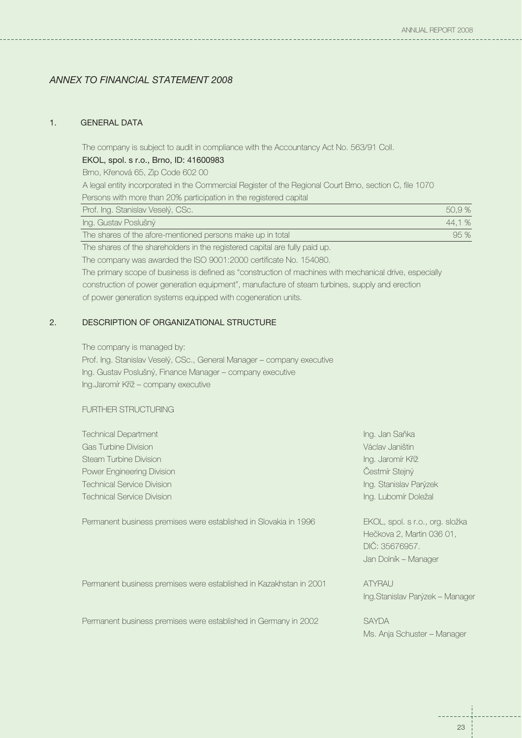## *ANNEX TO FINANCIAL STATEMENT 2008*

### 1. GENERAL DATA

The company is subject to audit in compliance with the Accountancy Act No. 563/91 Coll.

EKOL, spol. s r.o., Brno, ID: 41600983

Brno, Křenová 65, Zip Code 602 00

A legal entity incorporated in the Commercial Register of the Regional Court Brno, section C, file 1070

Persons with more than 20% participation in the registered capital

| | |
|---|---|
| Prof. Ing. Stanislav Veselý, CSc. | 50,9 % |
| Ing. Gustav Poslušný | 44,1 % |
| The shares of the afore-mentioned persons make up in total | 95 % |

The shares of the shareholders in the registered capital are fully paid up.

The company was awarded the ISO 9001:2000 certificate No. 154080.

The primary scope of business is defined as "construction of machines with mechanical drive, especially construction of power generation equipment", manufacture of steam turbines, supply and erection of power generation systems equipped with cogeneration units.

### 2. DESCRIPTION OF ORGANIZATIONAL STRUCTURE

The company is managed by:

Prof. Ing. Stanislav Veselý, CSc., General Manager – company executive
Ing. Gustav Poslušný, Finance Manager – company executive
Ing.Jaromír Kříž – company executive

FURTHER STRUCTURING

| | |
|---|---|
| Technical Department | Ing. Jan Saňka |
| Gas Turbine Division | Václav Janištin |
| Steam Turbine Division | Ing. Jaromír Kříž |
| Power Engineering Division | Čestmír Stejný |
| Technical Service Division | Ing. Stanislav Parýzek |
| Technical Service Division | Ing. Lubomír Doležal |

Permanent business premises were established in Slovakia in 1996 — EKOL, spol. s r.o., org. složka, Hečkova 2, Martin 036 01, DIČ: 35676957. Jan Dolník – Manager

Permanent business premises were established in Kazakhstan in 2001 — ATYRAU, Ing.Stanislav Parýzek – Manager

Permanent business premises were established in Germany in 2002 — SAYDA, Ms. Anja Schuster – Manager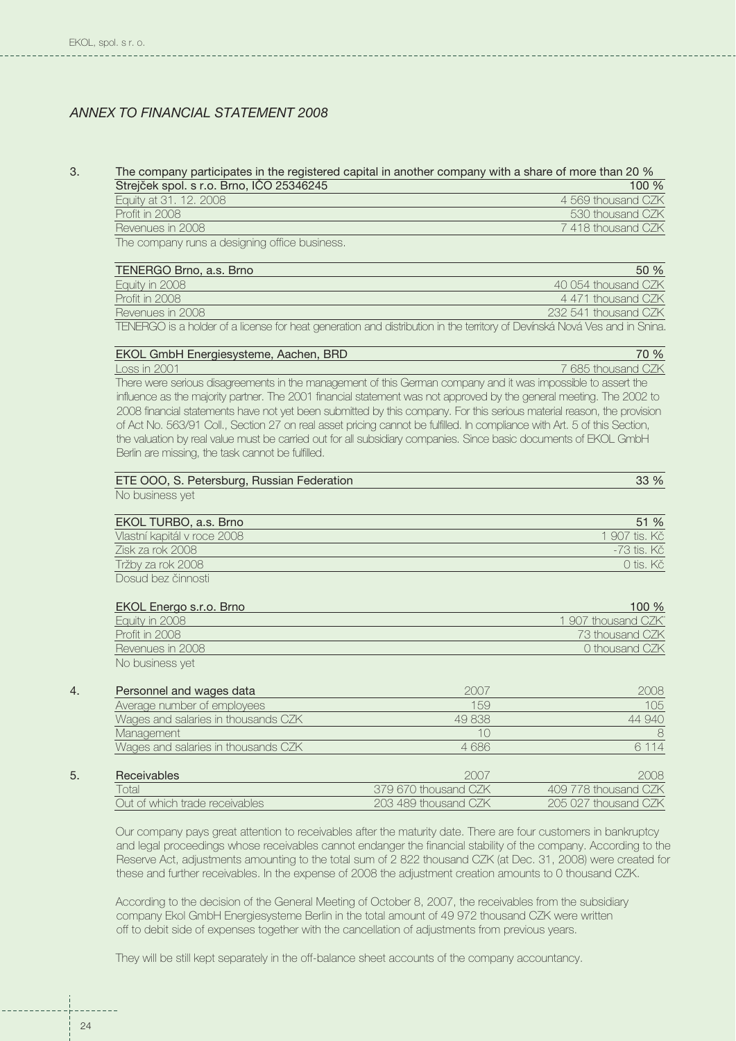## *ANNEX TO FINANCIAL STATEMENT 2008*

3. The company participates in the registered capital in another company with a share of more than 20 %

| Strejček spol. s r.o. Brno, IČO 25346245 | 100 % |
|---|---|
| Equity at 31. 12. 2008 | 4 569 thousand CZK |
| Profit in 2008 | 530 thousand CZK |
| Revenues in 2008 | 7 418 thousand CZK |

The company runs a designing office business.

| TENERGO Brno, a.s. Brno | 50 % |
|---|---|
| Equity in 2008 | 40 054 thousand CZK |
| Profit in 2008 | 4 471 thousand CZK |
| Revenues in 2008 | 232 541 thousand CZK |

TENERGO is a holder of a license for heat generation and distribution in the territory of Devínská Nová Ves and in Snina.

| EKOL GmbH Energiesysteme, Aachen, BRD | 70 % |
|---|---|
| Loss in 2001 | 7 685 thousand CZK |

There were serious disagreements in the management of this German company and it was impossible to assert the influence as the majority partner. The 2001 financial statement was not approved by the general meeting. The 2002 to 2008 financial statements have not yet been submitted by this company. For this serious material reason, the provision of Act No. 563/91 Coll., Section 27 on real asset pricing cannot be fulfilled. In compliance with Art. 5 of this Section, the valuation by real value must be carried out for all subsidiary companies. Since basic documents of EKOL GmbH Berlin are missing, the task cannot be fulfilled.

| ETE OOO, S. Petersburg, Russian Federation | 33 % |
|---|---|

No business yet

| EKOL TURBO, a.s. Brno | 51 % |
|---|---|
| Vlastní kapitál v roce 2008 | 1 907 tis. Kč |
| Zisk za rok 2008 | -73 tis. Kč |
| Tržby za rok 2008 | 0 tis. Kč |

Dosud bez činnosti

| EKOL Energo s.r.o. Brno | 100 % |
|---|---|
| Equity in 2008 | 1 907 thousand CZK" |
| Profit in 2008 | 73 thousand CZK |
| Revenues in 2008 | 0 thousand CZK |

No business yet

4.

| Personnel and wages data | 2007 | 2008 |
|---|---|---|
| Average number of employees | 159 | 105 |
| Wages and salaries in thousands CZK | 49 838 | 44 940 |
| Management | 10 | 8 |
| Wages and salaries in thousands CZK | 4 686 | 6 114 |

5.

| Receivables | 2007 | 2008 |
|---|---|---|
| Total | 379 670 thousand CZK | 409 778 thousand CZK |
| Out of which trade receivables | 203 489 thousand CZK | 205 027 thousand CZK |

Our company pays great attention to receivables after the maturity date. There are four customers in bankruptcy and legal proceedings whose receivables cannot endanger the financial stability of the company. According to the Reserve Act, adjustments amounting to the total sum of 2 822 thousand CZK (at Dec. 31, 2008) were created for these and further receivables. In the expense of 2008 the adjustment creation amounts to 0 thousand CZK.

According to the decision of the General Meeting of October 8, 2007, the receivables from the subsidiary company Ekol GmbH Energiesysteme Berlin in the total amount of 49 972 thousand CZK were written off to debit side of expenses together with the cancellation of adjustments from previous years.

They will be still kept separately in the off-balance sheet accounts of the company accountancy.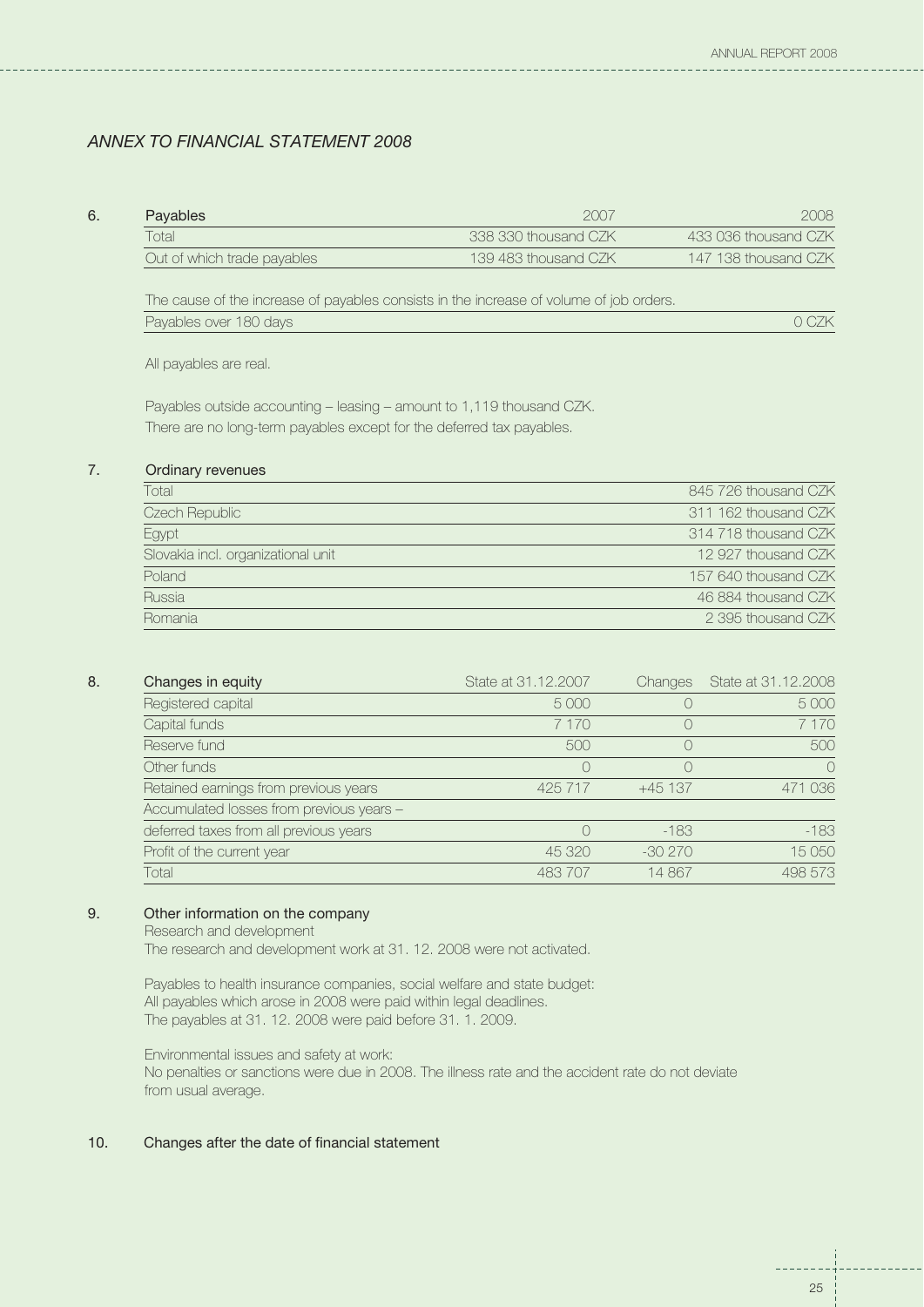## ANNEX TO FINANCIAL STATEMENT 2008

### 6. Payables

| Payables | 2007 | 2008 |
|---|---|---|
| Total | 338 330 thousand CZK | 433 036 thousand CZK |
| Out of which trade payables | 139 483 thousand CZK | 147 138 thousand CZK |

The cause of the increase of payables consists in the increase of volume of job orders.

| | |
|---|---|
| Payables over 180 days | 0 CZK |

All payables are real.

Payables outside accounting – leasing – amount to 1,119 thousand CZK.
There are no long-term payables except for the deferred tax payables.

### 7. Ordinary revenues

| | |
|---|---|
| Total | 845 726 thousand CZK |
| Czech Republic | 311 162 thousand CZK |
| Egypt | 314 718 thousand CZK |
| Slovakia incl. organizational unit | 12 927 thousand CZK |
| Poland | 157 640 thousand CZK |
| Russia | 46 884 thousand CZK |
| Romania | 2 395 thousand CZK |

### 8. Changes in equity

| Changes in equity | State at 31.12.2007 | Changes | State at 31.12.2008 |
|---|---|---|---|
| Registered capital | 5 000 | 0 | 5 000 |
| Capital funds | 7 170 | 0 | 7 170 |
| Reserve fund | 500 | 0 | 500 |
| Other funds | 0 | 0 | 0 |
| Retained earnings from previous years | 425 717 | +45 137 | 471 036 |
| Accumulated losses from previous years – deferred taxes from all previous years | 0 | -183 | -183 |
| Profit of the current year | 45 320 | -30 270 | 15 050 |
| Total | 483 707 | 14 867 | 498 573 |

### 9. Other information on the company

Research and development
The research and development work at 31. 12. 2008 were not activated.

Payables to health insurance companies, social welfare and state budget:
All payables which arose in 2008 were paid within legal deadlines.
The payables at 31. 12. 2008 were paid before 31. 1. 2009.

Environmental issues and safety at work:
No penalties or sanctions were due in 2008. The illness rate and the accident rate do not deviate from usual average.

### 10. Changes after the date of financial statement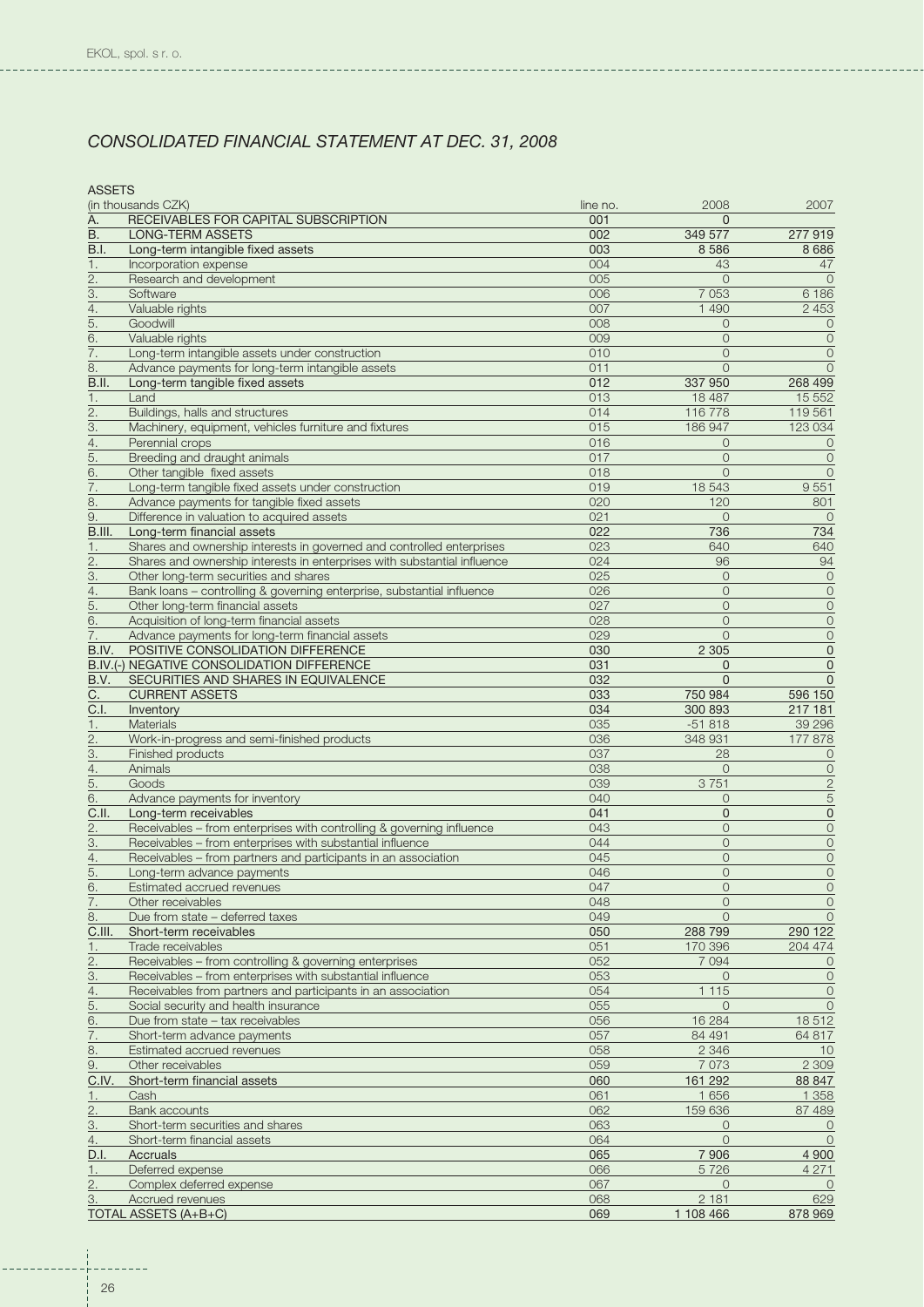## CONSOLIDATED FINANCIAL STATEMENT AT DEC. 31, 2008

ASSETS

| (in thousands CZK) | | line no. | 2008 | 2007 |
|---|---|---|---|---|
| A. | RECEIVABLES FOR CAPITAL SUBSCRIPTION | 001 | 0 | |
| B. | LONG-TERM ASSETS | 002 | 349 577 | 277 919 |
| B.I. | Long-term intangible fixed assets | 003 | 8 586 | 8 686 |
| 1. | Incorporation expense | 004 | 43 | 47 |
| 2. | Research and development | 005 | 0 | 0 |
| 3. | Software | 006 | 7 053 | 6 186 |
| 4. | Valuable rights | 007 | 1 490 | 2 453 |
| 5. | Goodwill | 008 | 0 | 0 |
| 6. | Valuable rights | 009 | 0 | 0 |
| 7. | Long-term intangible assets under construction | 010 | 0 | 0 |
| 8. | Advance payments for long-term intangible assets | 011 | 0 | 0 |
| B.II. | Long-term tangible fixed assets | 012 | 337 950 | 268 499 |
| 1. | Land | 013 | 18 487 | 15 552 |
| 2. | Buildings, halls and structures | 014 | 116 778 | 119 561 |
| 3. | Machinery, equipment, vehicles furniture and fixtures | 015 | 186 947 | 123 034 |
| 4. | Perennial crops | 016 | 0 | 0 |
| 5. | Breeding and draught animals | 017 | 0 | 0 |
| 6. | Other tangible fixed assets | 018 | 0 | 0 |
| 7. | Long-term tangible fixed assets under construction | 019 | 18 543 | 9 551 |
| 8. | Advance payments for tangible fixed assets | 020 | 120 | 801 |
| 9. | Difference in valuation to acquired assets | 021 | 0 | 0 |
| B.III. | Long-term financial assets | 022 | 736 | 734 |
| 1. | Shares and ownership interests in governed and controlled enterprises | 023 | 640 | 640 |
| 2. | Shares and ownership interests in enterprises with substantial influence | 024 | 96 | 94 |
| 3. | Other long-term securities and shares | 025 | 0 | 0 |
| 4. | Bank loans – controlling & governing enterprise, substantial influence | 026 | 0 | 0 |
| 5. | Other long-term financial assets | 027 | 0 | 0 |
| 6. | Acquisition of long-term financial assets | 028 | 0 | 0 |
| 7. | Advance payments for long-term financial assets | 029 | 0 | 0 |
| B.IV. | POSITIVE CONSOLIDATION DIFFERENCE | 030 | 2 305 | 0 |
| B.IV.(-) | NEGATIVE CONSOLIDATION DIFFERENCE | 031 | 0 | 0 |
| B.V. | SECURITIES AND SHARES IN EQUIVALENCE | 032 | 0 | 0 |
| C. | CURRENT ASSETS | 033 | 750 984 | 596 150 |
| C.I. | Inventory | 034 | 300 893 | 217 181 |
| 1. | Materials | 035 | -51 818 | 39 296 |
| 2. | Work-in-progress and semi-finished products | 036 | 348 931 | 177 878 |
| 3. | Finished products | 037 | 28 | 0 |
| 4. | Animals | 038 | 0 | 0 |
| 5. | Goods | 039 | 3 751 | 2 |
| 6. | Advance payments for inventory | 040 | 0 | 5 |
| C.II. | Long-term receivables | 041 | 0 | 0 |
| 2. | Receivables – from enterprises with controlling & governing influence | 043 | 0 | 0 |
| 3. | Receivables – from enterprises with substantial influence | 044 | 0 | 0 |
| 4. | Receivables – from partners and participants in an association | 045 | 0 | 0 |
| 5. | Long-term advance payments | 046 | 0 | 0 |
| 6. | Estimated accrued revenues | 047 | 0 | 0 |
| 7. | Other receivables | 048 | 0 | 0 |
| 8. | Due from state – deferred taxes | 049 | 0 | 0 |
| C.III. | Short-term receivables | 050 | 288 799 | 290 122 |
| 1. | Trade receivables | 051 | 170 396 | 204 474 |
| 2. | Receivables – from controlling & governing enterprises | 052 | 7 094 | 0 |
| 3. | Receivables – from enterprises with substantial influence | 053 | 0 | 0 |
| 4. | Receivables from partners and participants in an association | 054 | 1 115 | 0 |
| 5. | Social security and health insurance | 055 | 0 | 0 |
| 6. | Due from state – tax receivables | 056 | 16 284 | 18 512 |
| 7. | Short-term advance payments | 057 | 84 491 | 64 817 |
| 8. | Estimated accrued revenues | 058 | 2 346 | 10 |
| 9. | Other receivables | 059 | 7 073 | 2 309 |
| C.IV. | Short-term financial assets | 060 | 161 292 | 88 847 |
| 1. | Cash | 061 | 1 656 | 1 358 |
| 2. | Bank accounts | 062 | 159 636 | 87 489 |
| 3. | Short-term securities and shares | 063 | 0 | 0 |
| 4. | Short-term financial assets | 064 | 0 | 0 |
| D.I. | Accruals | 065 | 7 906 | 4 900 |
| 1. | Deferred expense | 066 | 5 726 | 4 271 |
| 2. | Complex deferred expense | 067 | 0 | 0 |
| 3. | Accrued revenues | 068 | 2 181 | 629 |
| | TOTAL ASSETS (A+B+C) | 069 | 1 108 466 | 878 969 |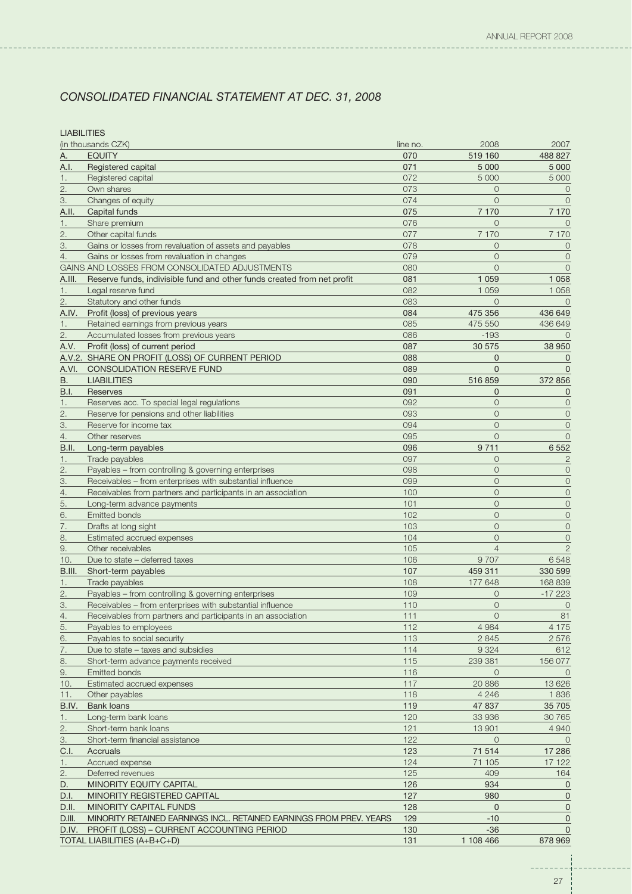## *CONSOLIDATED FINANCIAL STATEMENT AT DEC. 31, 2008*

LIABILITIES

| (in thousands CZK) | | line no. | 2008 | 2007 |
|---|---|---|---|---|
| A. | EQUITY | 070 | 519 160 | 488 827 |
| A.I. | Registered capital | 071 | 5 000 | 5 000 |
| 1. | Registered capital | 072 | 5 000 | 5 000 |
| 2. | Own shares | 073 | 0 | 0 |
| 3. | Changes of equity | 074 | 0 | 0 |
| A.II. | Capital funds | 075 | 7 170 | 7 170 |
| 1. | Share premium | 076 | 0 | 0 |
| 2. | Other capital funds | 077 | 7 170 | 7 170 |
| 3. | Gains or losses from revaluation of assets and payables | 078 | 0 | 0 |
| 4. | Gains or losses from revaluation in changes | 079 | 0 | 0 |
| | GAINS AND LOSSES FROM CONSOLIDATED ADJUSTMENTS | 080 | 0 | 0 |
| A.III. | Reserve funds, indivisible fund and other funds created from net profit | 081 | 1 059 | 1 058 |
| 1. | Legal reserve fund | 082 | 1 059 | 1 058 |
| 2. | Statutory and other funds | 083 | 0 | 0 |
| A.IV. | Profit (loss) of previous years | 084 | 475 356 | 436 649 |
| 1. | Retained earnings from previous years | 085 | 475 550 | 436 649 |
| 2. | Accumulated losses from previous years | 086 | -193 | 0 |
| A.V. | Profit (loss) of current period | 087 | 30 575 | 38 950 |
| A.V.2. | SHARE ON PROFIT (LOSS) OF CURRENT PERIOD | 088 | 0 | 0 |
| A.VI. | CONSOLIDATION RESERVE FUND | 089 | 0 | 0 |
| B. | LIABILITIES | 090 | 516 859 | 372 856 |
| B.I. | Reserves | 091 | 0 | 0 |
| 1. | Reserves acc. To special legal regulations | 092 | 0 | 0 |
| 2. | Reserve for pensions and other liabilities | 093 | 0 | 0 |
| 3. | Reserve for income tax | 094 | 0 | 0 |
| 4. | Other reserves | 095 | 0 | 0 |
| B.II. | Long-term payables | 096 | 9 711 | 6 552 |
| 1. | Trade payables | 097 | 0 | 2 |
| 2. | Payables – from controlling & governing enterprises | 098 | 0 | 0 |
| 3. | Receivables – from enterprises with substantial influence | 099 | 0 | 0 |
| 4. | Receivables from partners and participants in an association | 100 | 0 | 0 |
| 5. | Long-term advance payments | 101 | 0 | 0 |
| 6. | Emitted bonds | 102 | 0 | 0 |
| 7. | Drafts at long sight | 103 | 0 | 0 |
| 8. | Estimated accrued expenses | 104 | 0 | 0 |
| 9. | Other receivables | 105 | 4 | 2 |
| 10. | Due to state – deferred taxes | 106 | 9 707 | 6 548 |
| B.III. | Short-term payables | 107 | 459 311 | 330 599 |
| 1. | Trade payables | 108 | 177 648 | 168 839 |
| 2. | Payables – from controlling & governing enterprises | 109 | 0 | -17 223 |
| 3. | Receivables – from enterprises with substantial influence | 110 | 0 | 0 |
| 4. | Receivables from partners and participants in an association | 111 | 0 | 81 |
| 5. | Payables to employees | 112 | 4 984 | 4 175 |
| 6. | Payables to social security | 113 | 2 845 | 2 576 |
| 7. | Due to state – taxes and subsidies | 114 | 9 324 | 612 |
| 8. | Short-term advance payments received | 115 | 239 381 | 156 077 |
| 9. | Emitted bonds | 116 | 0 | 0 |
| 10. | Estimated accrued expenses | 117 | 20 886 | 13 626 |
| 11. | Other payables | 118 | 4 246 | 1 836 |
| B.IV. | Bank loans | 119 | 47 837 | 35 705 |
| 1. | Long-term bank loans | 120 | 33 936 | 30 765 |
| 2. | Short-term bank loans | 121 | 13 901 | 4 940 |
| 3. | Short-term financial assistance | 122 | 0 | 0 |
| C.I. | Accruals | 123 | 71 514 | 17 286 |
| 1. | Accrued expense | 124 | 71 105 | 17 122 |
| 2. | Deferred revenues | 125 | 409 | 164 |
| D. | MINORITY EQUITY CAPITAL | 126 | 934 | 0 |
| D.I. | MINORITY REGISTERED CAPITAL | 127 | 980 | 0 |
| D.II. | MINORITY CAPITAL FUNDS | 128 | 0 | 0 |
| D.III. | MINORITY RETAINED EARNINGS INCL. RETAINED EARNINGS FROM PREV. YEARS | 129 | -10 | 0 |
| D.IV. | PROFIT (LOSS) – CURRENT ACCOUNTING PERIOD | 130 | -36 | 0 |
| | TOTAL LIABILITIES (A+B+C+D) | 131 | 1 108 466 | 878 969 |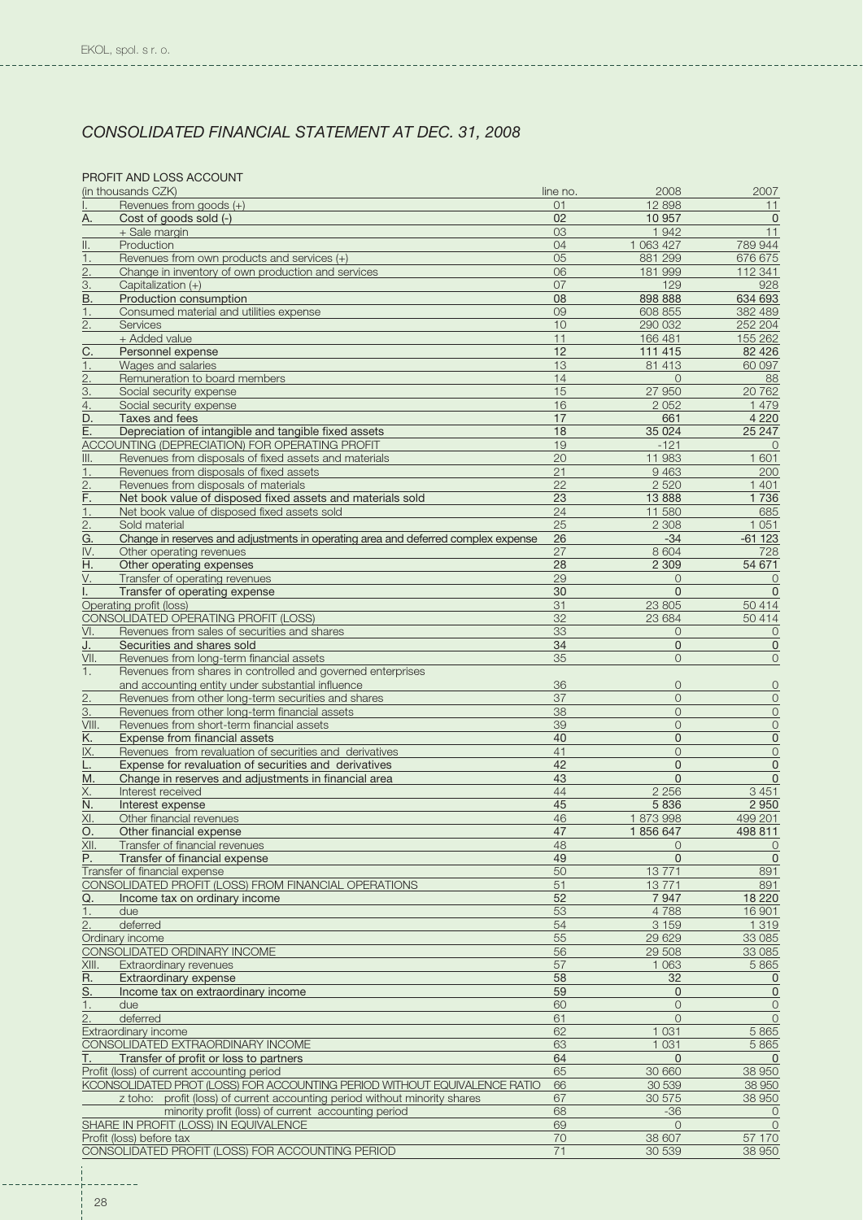## *CONSOLIDATED FINANCIAL STATEMENT AT DEC. 31, 2008*

PROFIT AND LOSS ACCOUNT

| (in thousands CZK) | | line no. | 2008 | 2007 |
|---|---|---|---|---|
| I. | Revenues from goods (+) | 01 | 12 898 | 11 |
| A. | **Cost of goods sold (-)** | **02** | **10 957** | **0** |
| | + Sale margin | 03 | 1 942 | 11 |
| II. | Production | 04 | 1 063 427 | 789 944 |
| 1. | Revenues from own products and services (+) | 05 | 881 299 | 676 675 |
| 2. | Change in inventory of own production and services | 06 | 181 999 | 112 341 |
| 3. | Capitalization (+) | 07 | 129 | 928 |
| B. | **Production consumption** | **08** | **898 888** | **634 693** |
| 1. | Consumed material and utilities expense | 09 | 608 855 | 382 489 |
| 2. | Services | 10 | 290 032 | 252 204 |
| | + Added value | 11 | 166 481 | 155 262 |
| C. | **Personnel expense** | **12** | **111 415** | **82 426** |
| 1. | Wages and salaries | 13 | 81 413 | 60 097 |
| 2. | Remuneration to board members | 14 | 0 | 88 |
| 3. | Social security expense | 15 | 27 950 | 20 762 |
| 4. | Social security expense | 16 | 2 052 | 1 479 |
| D. | **Taxes and fees** | **17** | **661** | **4 220** |
| E. | **Depreciation of intangible and tangible fixed assets** | **18** | **35 024** | **25 247** |
| ACCOUNTING (DEPRECIATION) FOR OPERATING PROFIT | | 19 | -121 | 0 |
| III. | Revenues from disposals of fixed assets and materials | 20 | 11 983 | 1 601 |
| 1. | Revenues from disposals of fixed assets | 21 | 9 463 | 200 |
| 2. | Revenues from disposals of materials | 22 | 2 520 | 1 401 |
| F. | **Net book value of disposed fixed assets and materials sold** | **23** | **13 888** | **1 736** |
| 1. | Net book value of disposed fixed assets sold | 24 | 11 580 | 685 |
| 2. | Sold material | 25 | 2 308 | 1 051 |
| G. | **Change in reserves and adjustments in operating area and deferred complex expense** | **26** | **-34** | **-61 123** |
| IV. | Other operating revenues | 27 | 8 604 | 728 |
| H. | **Other operating expenses** | **28** | **2 309** | **54 671** |
| V. | Transfer of operating revenues | 29 | 0 | 0 |
| I. | **Transfer of operating expense** | **30** | **0** | **0** |
| Operating profit (loss) | | 31 | 23 805 | 50 414 |
| CONSOLIDATED OPERATING PROFIT (LOSS) | | 32 | 23 684 | 50 414 |
| VI. | Revenues from sales of securities and shares | 33 | 0 | 0 |
| J. | **Securities and shares sold** | **34** | **0** | **0** |
| VII. | Revenues from long-term financial assets | 35 | 0 | 0 |
| 1. | Revenues from shares in controlled and governed enterprises and accounting entity under substantial influence | 36 | 0 | 0 |
| 2. | Revenues from other long-term securities and shares | 37 | 0 | 0 |
| 3. | Revenues from other long-term financial assets | 38 | 0 | 0 |
| VIII. | Revenues from short-term financial assets | 39 | 0 | 0 |
| K. | **Expense from financial assets** | **40** | **0** | **0** |
| IX. | Revenues from revaluation of securities and derivatives | 41 | 0 | 0 |
| L. | **Expense for revaluation of securities and derivatives** | **42** | **0** | **0** |
| M. | **Change in reserves and adjustments in financial area** | **43** | **0** | **0** |
| X. | Interest received | 44 | 2 256 | 3 451 |
| N. | **Interest expense** | **45** | **5 836** | **2 950** |
| XI. | Other financial revenues | 46 | 1 873 998 | 499 201 |
| O. | **Other financial expense** | **47** | **1 856 647** | **498 811** |
| XII. | Transfer of financial revenues | 48 | 0 | 0 |
| P. | **Transfer of financial expense** | **49** | **0** | **0** |
| Transfer of financial expense | | 50 | 13 771 | 891 |
| CONSOLIDATED PROFIT (LOSS) FROM FINANCIAL OPERATIONS | | 51 | 13 771 | 891 |
| Q. | **Income tax on ordinary income** | **52** | **7 947** | **18 220** |
| 1. | due | 53 | 4 788 | 16 901 |
| 2. | deferred | 54 | 3 159 | 1 319 |
| Ordinary income | | 55 | 29 629 | 33 085 |
| CONSOLIDATED ORDINARY INCOME | | 56 | 29 508 | 33 085 |
| XIII. | Extraordinary revenues | 57 | 1 063 | 5 865 |
| R. | **Extraordinary expense** | **58** | **32** | **0** |
| S. | **Income tax on extraordinary income** | **59** | **0** | **0** |
| 1. | due | 60 | 0 | 0 |
| 2. | deferred | 61 | 0 | 0 |
| Extraordinary income | | 62 | 1 031 | 5 865 |
| CONSOLIDATED EXTRAORDINARY INCOME | | 63 | 1 031 | 5 865 |
| T. | **Transfer of profit or loss to partners** | **64** | **0** | **0** |
| Profit (loss) of current accounting period | | 65 | 30 660 | 38 950 |
| KCONSOLIDATED PROT (LOSS) FOR ACCOUNTING PERIOD WITHOUT EQUIVALENCE RATIO | | 66 | 30 539 | 38 950 |
| | z toho: profit (loss) of current accounting period without minority shares | 67 | 30 575 | 38 950 |
| | minority profit (loss) of current accounting period | 68 | -36 | 0 |
| SHARE IN PROFIT (LOSS) IN EQUIVALENCE | | 69 | 0 | 0 |
| Profit (loss) before tax | | 70 | 38 607 | 57 170 |
| CONSOLIDATED PROFIT (LOSS) FOR ACCOUNTING PERIOD | | 71 | 30 539 | 38 950 |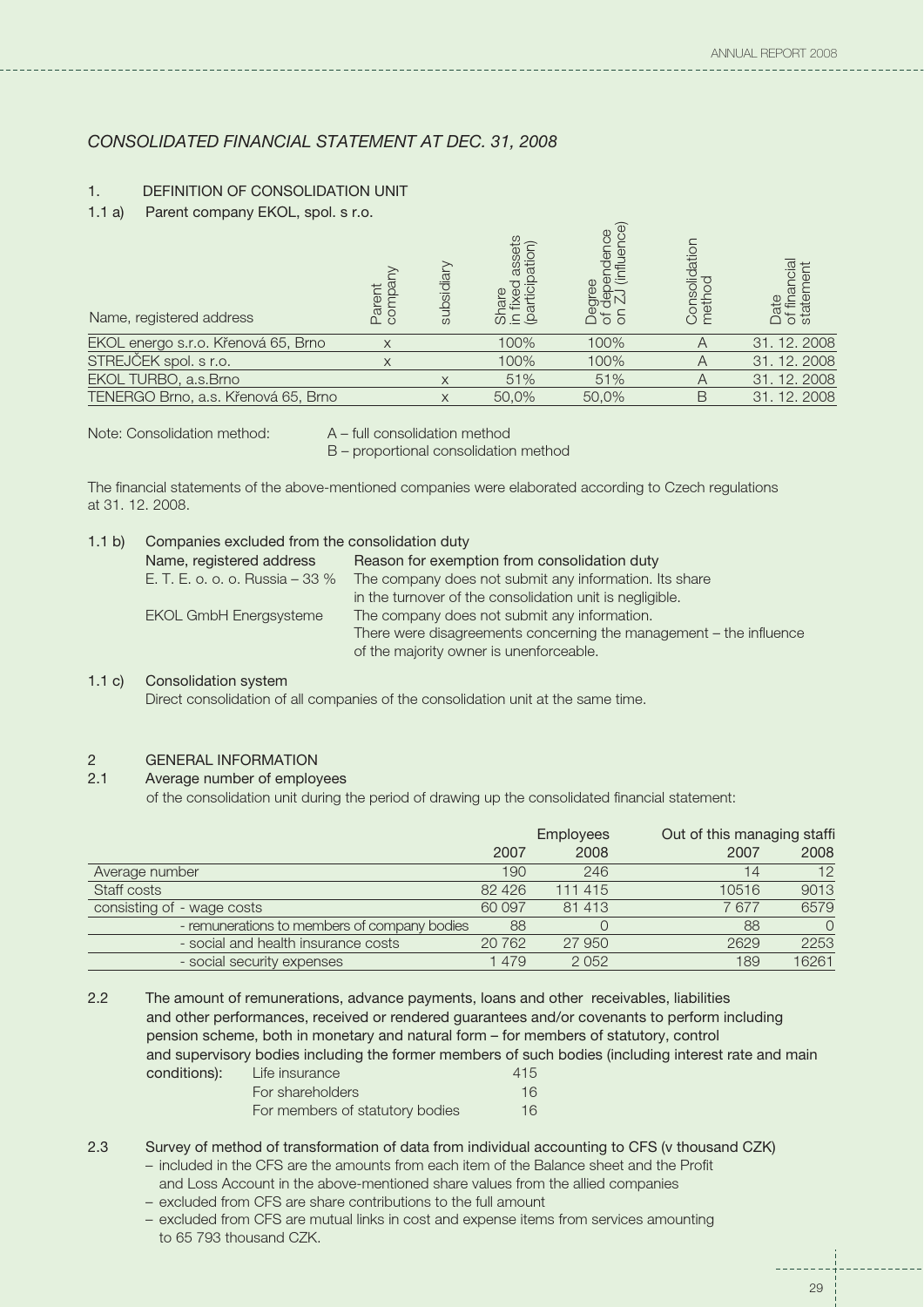## *CONSOLIDATED FINANCIAL STATEMENT AT DEC. 31, 2008*

1. DEFINITION OF CONSOLIDATION UNIT

1.1 a) Parent company EKOL, spol. s r.o.

| Name, registered address | Parent company | subsidiary | Share in fixed assets (participation) | Degree of dependence on ZJ (influence) | Consolidation method | Date of financial statement |
|---|---|---|---|---|---|---|
| EKOL energo s.r.o. Křenová 65, Brno | x | | 100% | 100% | A | 31. 12. 2008 |
| STREJČEK spol. s r.o. | x | | 100% | 100% | A | 31. 12. 2008 |
| EKOL TURBO, a.s.Brno | | x | 51% | 51% | A | 31. 12. 2008 |
| TENERGO Brno, a.s. Křenová 65, Brno | | x | 50,0% | 50,0% | B | 31. 12. 2008 |

Note: Consolidation method: A – full consolidation method
B – proportional consolidation method

The financial statements of the above-mentioned companies were elaborated according to Czech regulations at 31. 12. 2008.

1.1 b) Companies excluded from the consolidation duty

| Name, registered address | Reason for exemption from consolidation duty |
|---|---|
| E. T. E. o. o. o. Russia – 33 % | The company does not submit any information. Its share in the turnover of the consolidation unit is negligible. |
| EKOL GmbH Energsysteme | The company does not submit any information. There were disagreements concerning the management – the influence of the majority owner is unenforceable. |

1.1 c) Consolidation system
Direct consolidation of all companies of the consolidation unit at the same time.

2 GENERAL INFORMATION

2.1 Average number of employees
of the consolidation unit during the period of drawing up the consolidated financial statement:

| | Employees | | Out of this managing staffi | |
|---|---|---|---|---|
| | 2007 | 2008 | 2007 | 2008 |
| Average number | 190 | 246 | 14 | 12 |
| Staff costs | 82 426 | 111 415 | 10516 | 9013 |
| consisting of - wage costs | 60 097 | 81 413 | 7 677 | 6579 |
| - remunerations to members of company bodies | 88 | 0 | 88 | 0 |
| - social and health insurance costs | 20 762 | 27 950 | 2629 | 2253 |
| - social security expenses | 1 479 | 2 052 | 189 | 16261 |

2.2 The amount of remunerations, advance payments, loans and other receivables, liabilities and other performances, received or rendered guarantees and/or covenants to perform including pension scheme, both in monetary and natural form – for members of statutory, control and supervisory bodies including the former members of such bodies (including interest rate and main conditions):

| | |
|---|---|
| Life insurance | 415 |
| For shareholders | 16 |
| For members of statutory bodies | 16 |

2.3 Survey of method of transformation of data from individual accounting to CFS (v thousand CZK)

- included in the CFS are the amounts from each item of the Balance sheet and the Profit and Loss Account in the above-mentioned share values from the allied companies
- excluded from CFS are share contributions to the full amount
- excluded from CFS are mutual links in cost and expense items from services amounting to 65 793 thousand CZK.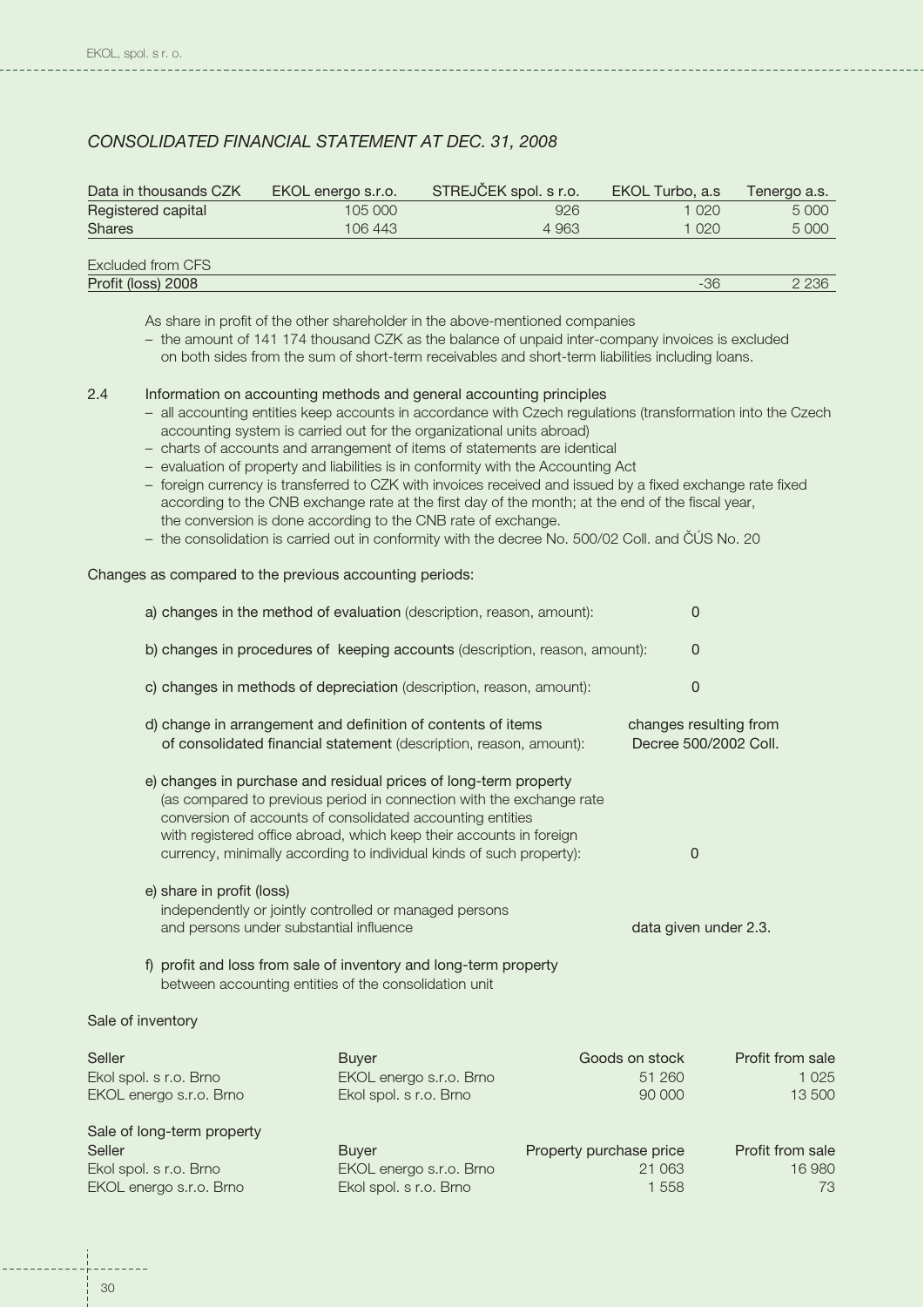## *CONSOLIDATED FINANCIAL STATEMENT AT DEC. 31, 2008*

| Data in thousands CZK | EKOL energo s.r.o. | STREJČEK spol. s r.o. | EKOL Turbo, a.s | Tenergo a.s. |
|---|---|---|---|---|
| Registered capital | 105 000 | 926 | 1 020 | 5 000 |
| Shares | 106 443 | 4 963 | 1 020 | 5 000 |
| | | | | |
| Excluded from CFS | | | | |
| Profit (loss) 2008 | | | -36 | 2 236 |

As share in profit of the other shareholder in the above-mentioned companies

- the amount of 141 174 thousand CZK as the balance of unpaid inter-company invoices is excluded on both sides from the sum of short-term receivables and short-term liabilities including loans.

2.4 Information on accounting methods and general accounting principles

- all accounting entities keep accounts in accordance with Czech regulations (transformation into the Czech accounting system is carried out for the organizational units abroad)
- charts of accounts and arrangement of items of statements are identical
- evaluation of property and liabilities is in conformity with the Accounting Act
- foreign currency is transferred to CZK with invoices received and issued by a fixed exchange rate fixed according to the CNB exchange rate at the first day of the month; at the end of the fiscal year, the conversion is done according to the CNB rate of exchange.
- the consolidation is carried out in conformity with the decree No. 500/02 Coll. and ČÚS No. 20

Changes as compared to the previous accounting periods:

a) changes in the method of evaluation (description, reason, amount): 0

b) changes in procedures of keeping accounts (description, reason, amount): 0

c) changes in methods of depreciation (description, reason, amount): 0

d) change in arrangement and definition of contents of items of consolidated financial statement (description, reason, amount): changes resulting from Decree 500/2002 Coll.

e) changes in purchase and residual prices of long-term property (as compared to previous period in connection with the exchange rate conversion of accounts of consolidated accounting entities with registered office abroad, which keep their accounts in foreign currency, minimally according to individual kinds of such property): 0

e) share in profit (loss) independently or jointly controlled or managed persons and persons under substantial influence: data given under 2.3.

f) profit and loss from sale of inventory and long-term property between accounting entities of the consolidation unit

Sale of inventory

| Seller | Buyer | Goods on stock | Profit from sale |
|---|---|---|---|
| Ekol spol. s r.o. Brno | EKOL energo s.r.o. Brno | 51 260 | 1 025 |
| EKOL energo s.r.o. Brno | Ekol spol. s r.o. Brno | 90 000 | 13 500 |

Sale of long-term property

| Seller | Buyer | Property purchase price | Profit from sale |
|---|---|---|---|
| Ekol spol. s r.o. Brno | EKOL energo s.r.o. Brno | 21 063 | 16 980 |
| EKOL energo s.r.o. Brno | Ekol spol. s r.o. Brno | 1 558 | 73 |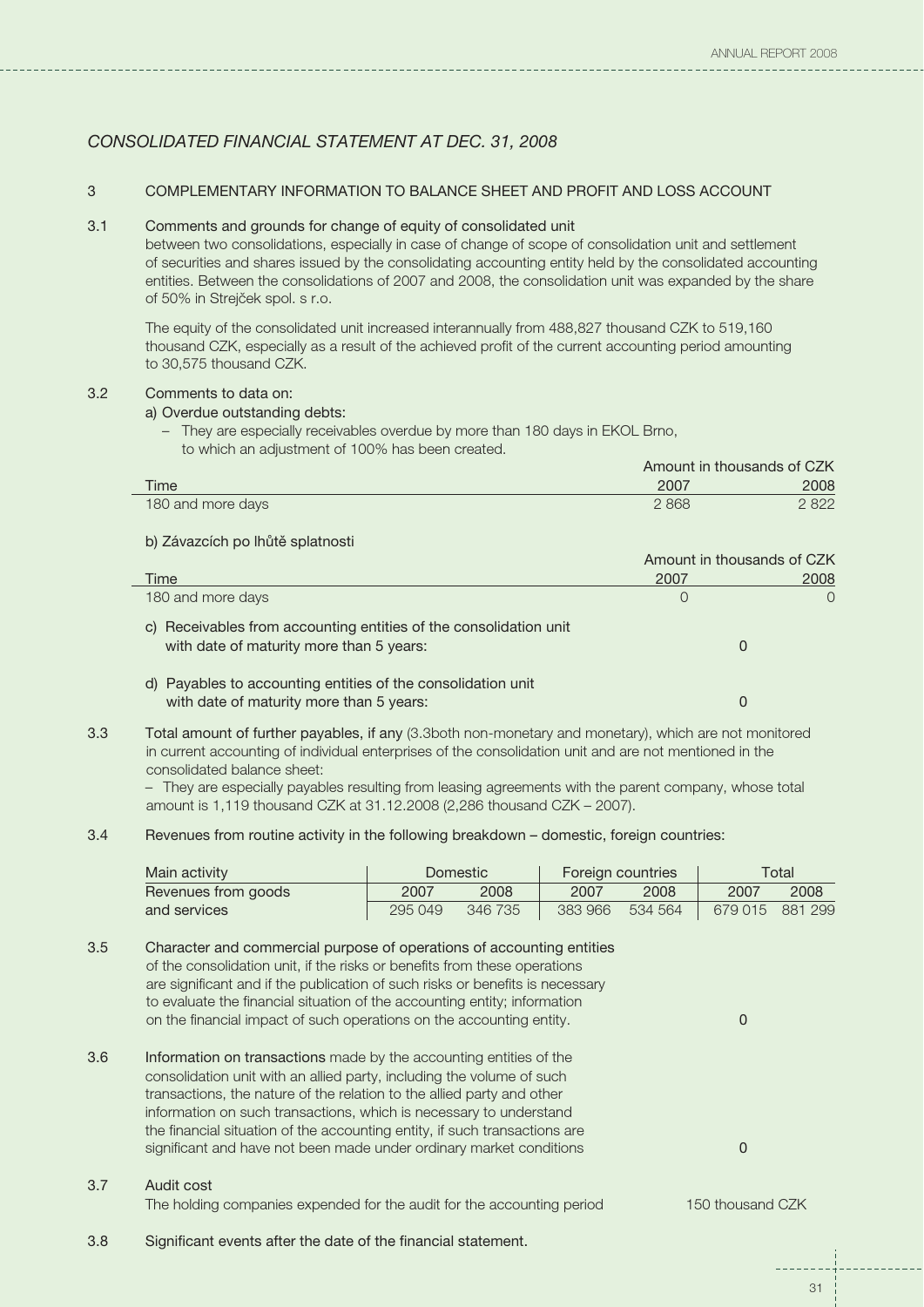## CONSOLIDATED FINANCIAL STATEMENT AT DEC. 31, 2008

3 COMPLEMENTARY INFORMATION TO BALANCE SHEET AND PROFIT AND LOSS ACCOUNT

3.1 Comments and grounds for change of equity of consolidated unit
between two consolidations, especially in case of change of scope of consolidation unit and settlement of securities and shares issued by the consolidating accounting entity held by the consolidated accounting entities. Between the consolidations of 2007 and 2008, the consolidation unit was expanded by the share of 50% in Strejček spol. s r.o.

The equity of the consolidated unit increased interannually from 488,827 thousand CZK to 519,160 thousand CZK, especially as a result of the achieved profit of the current accounting period amounting to 30,575 thousand CZK.

3.2 Comments to data on:

a) Overdue outstanding debts:

– They are especially receivables overdue by more than 180 days in EKOL Brno, to which an adjustment of 100% has been created.

Amount in thousands of CZK

| Time | 2007 | 2008 |
|---|---|---|
| 180 and more days | 2 868 | 2 822 |

b) Závazcích po lhůtě splatnosti

Amount in thousands of CZK

| Time | 2007 | 2008 |
|---|---|---|
| 180 and more days | 0 | 0 |

c) Receivables from accounting entities of the consolidation unit with date of maturity more than 5 years: 0

d) Payables to accounting entities of the consolidation unit with date of maturity more than 5 years: 0

3.3 Total amount of further payables, if any (3.3both non-monetary and monetary), which are not monitored in current accounting of individual enterprises of the consolidation unit and are not mentioned in the consolidated balance sheet:
– They are especially payables resulting from leasing agreements with the parent company, whose total amount is 1,119 thousand CZK at 31.12.2008 (2,286 thousand CZK – 2007).

3.4 Revenues from routine activity in the following breakdown – domestic, foreign countries:

| Main activity | Domestic | | Foreign countries | | Total | |
|---|---|---|---|---|---|---|
| Revenues from goods | 2007 | 2008 | 2007 | 2008 | 2007 | 2008 |
| and services | 295 049 | 346 735 | 383 966 | 534 564 | 679 015 | 881 299 |

3.5 Character and commercial purpose of operations of accounting entities of the consolidation unit, if the risks or benefits from these operations are significant and if the publication of such risks or benefits is necessary to evaluate the financial situation of the accounting entity; information on the financial impact of such operations on the accounting entity. 0

3.6 Information on transactions made by the accounting entities of the consolidation unit with an allied party, including the volume of such transactions, the nature of the relation to the allied party and other information on such transactions, which is necessary to understand the financial situation of the accounting entity, if such transactions are significant and have not been made under ordinary market conditions 0

3.7 Audit cost
The holding companies expended for the audit for the accounting period 150 thousand CZK

3.8 Significant events after the date of the financial statement.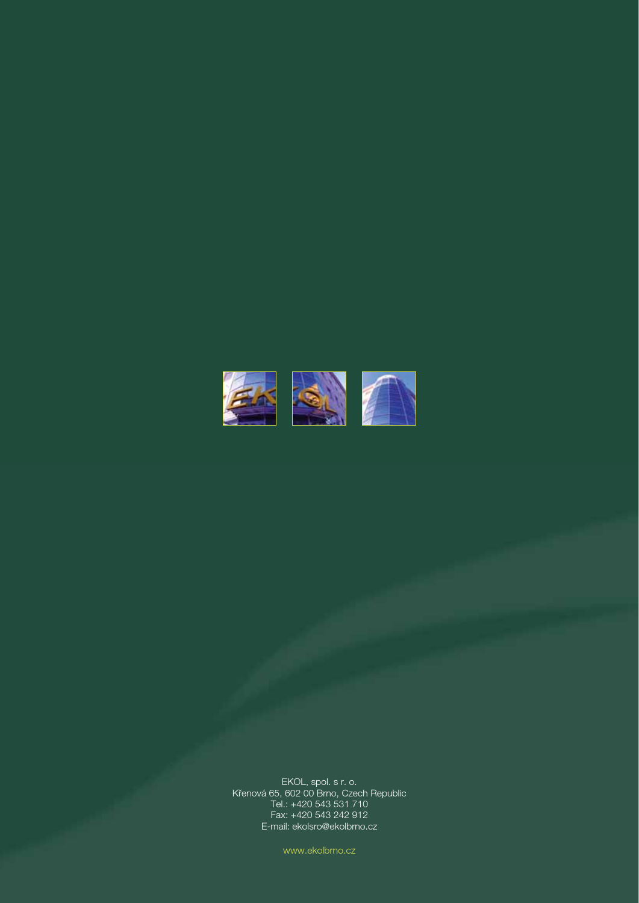EKOL, spol. s r. o.
Křenová 65, 602 00 Brno, Czech Republic
Tel.: +420 543 531 710
Fax: +420 543 242 912
E-mail: ekolsro@ekolbrno.cz

www.ekolbrno.cz